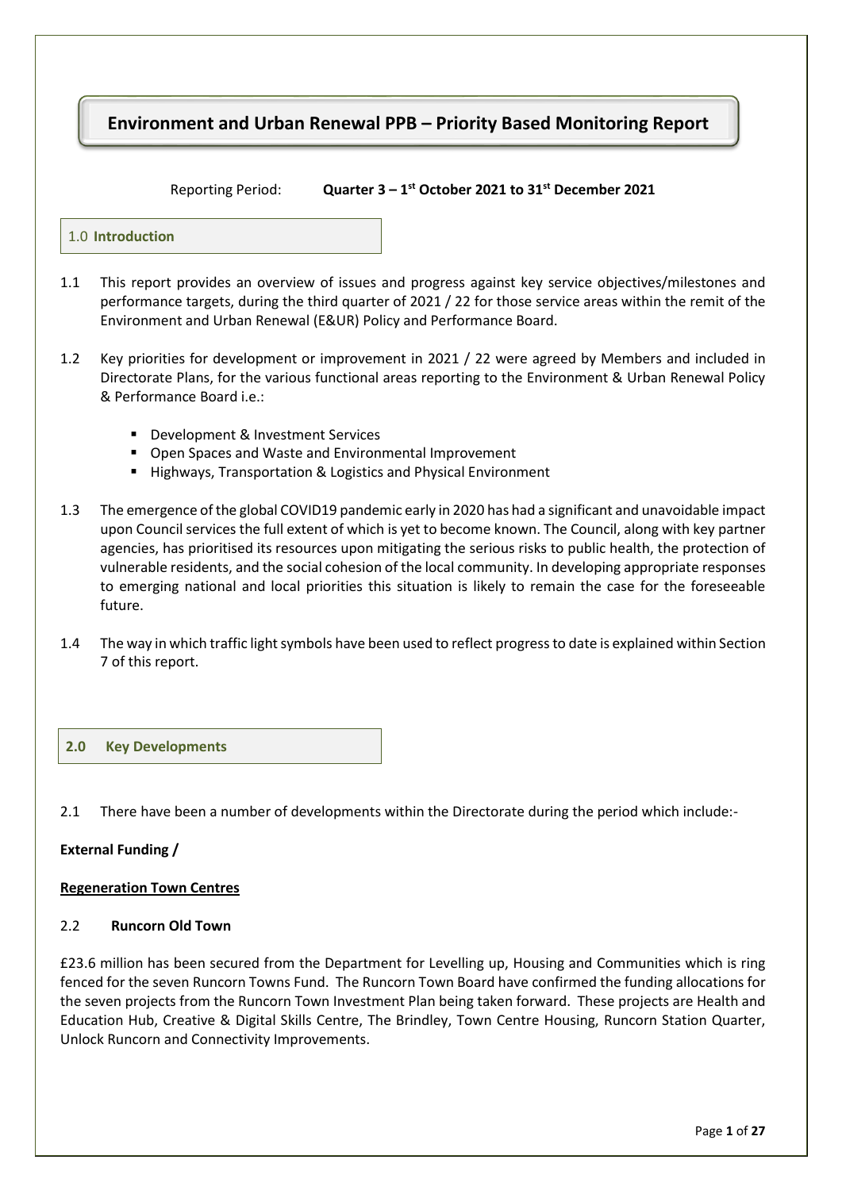# Environment and Urban Renewal PPB – Priority Based Monitoring Report

Reporting Period: **Quarter 3 – 1st October 2021 to 31st December 2021**

## 1.0 Introduction

1.1 This report provides an overview of issues and progress against key service objectives/milestones and performance targets, during the third quarter of 2021 / 22 for those service areas within the remit of the Environment and Urban Renewal (E&UR) Policy and Performance Board.

1.2 Key priorities for development or improvement in 2021 / 22 were agreed by Members and included in Directorate Plans, for the various functional areas reporting to the Environment & Urban Renewal Policy & Performance Board i.e.:

- Development & Investment Services
- Open Spaces and Waste and Environmental Improvement
- Highways, Transportation & Logistics and Physical Environment

1.3 The emergence of the global COVID19 pandemic early in 2020 has had a significant and unavoidable impact upon Council services the full extent of which is yet to become known. The Council, along with key partner agencies, has prioritised its resources upon mitigating the serious risks to public health, the protection of vulnerable residents, and the social cohesion of the local community. In developing appropriate responses to emerging national and local priorities this situation is likely to remain the case for the foreseeable future.

1.4 The way in which traffic light symbols have been used to reflect progress to date is explained within Section 7 of this report.

## 2.0 Key Developments

2.1 There have been a number of developments within the Directorate during the period which include:-

**External Funding /**

**Regeneration Town Centres**

### 2.2 Runcorn Old Town

£23.6 million has been secured from the Department for Levelling up, Housing and Communities which is ring fenced for the seven Runcorn Towns Fund. The Runcorn Town Board have confirmed the funding allocations for the seven projects from the Runcorn Town Investment Plan being taken forward. These projects are Health and Education Hub, Creative & Digital Skills Centre, The Brindley, Town Centre Housing, Runcorn Station Quarter, Unlock Runcorn and Connectivity Improvements.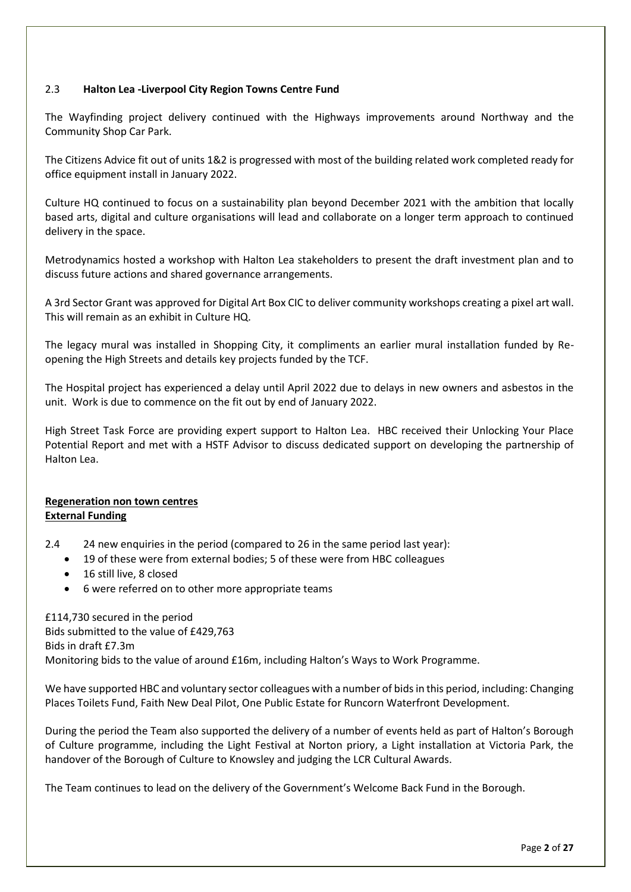### 2.3 **Halton Lea -Liverpool City Region Towns Centre Fund**

The Wayfinding project delivery continued with the Highways improvements around Northway and the Community Shop Car Park.

The Citizens Advice fit out of units 1&2 is progressed with most of the building related work completed ready for office equipment install in January 2022.

Culture HQ continued to focus on a sustainability plan beyond December 2021 with the ambition that locally based arts, digital and culture organisations will lead and collaborate on a longer term approach to continued delivery in the space.

Metrodynamics hosted a workshop with Halton Lea stakeholders to present the draft investment plan and to discuss future actions and shared governance arrangements.

A 3rd Sector Grant was approved for Digital Art Box CIC to deliver community workshops creating a pixel art wall. This will remain as an exhibit in Culture HQ.

The legacy mural was installed in Shopping City, it compliments an earlier mural installation funded by Re-opening the High Streets and details key projects funded by the TCF.

The Hospital project has experienced a delay until April 2022 due to delays in new owners and asbestos in the unit. Work is due to commence on the fit out by end of January 2022.

High Street Task Force are providing expert support to Halton Lea. HBC received their Unlocking Your Place Potential Report and met with a HSTF Advisor to discuss dedicated support on developing the partnership of Halton Lea.

**Regeneration non town centres**
**External Funding**

2.4 24 new enquiries in the period (compared to 26 in the same period last year):

- 19 of these were from external bodies; 5 of these were from HBC colleagues
- 16 still live, 8 closed
- 6 were referred on to other more appropriate teams

£114,730 secured in the period
Bids submitted to the value of £429,763
Bids in draft £7.3m
Monitoring bids to the value of around £16m, including Halton's Ways to Work Programme.

We have supported HBC and voluntary sector colleagues with a number of bids in this period, including: Changing Places Toilets Fund, Faith New Deal Pilot, One Public Estate for Runcorn Waterfront Development.

During the period the Team also supported the delivery of a number of events held as part of Halton's Borough of Culture programme, including the Light Festival at Norton priory, a Light installation at Victoria Park, the handover of the Borough of Culture to Knowsley and judging the LCR Cultural Awards.

The Team continues to lead on the delivery of the Government's Welcome Back Fund in the Borough.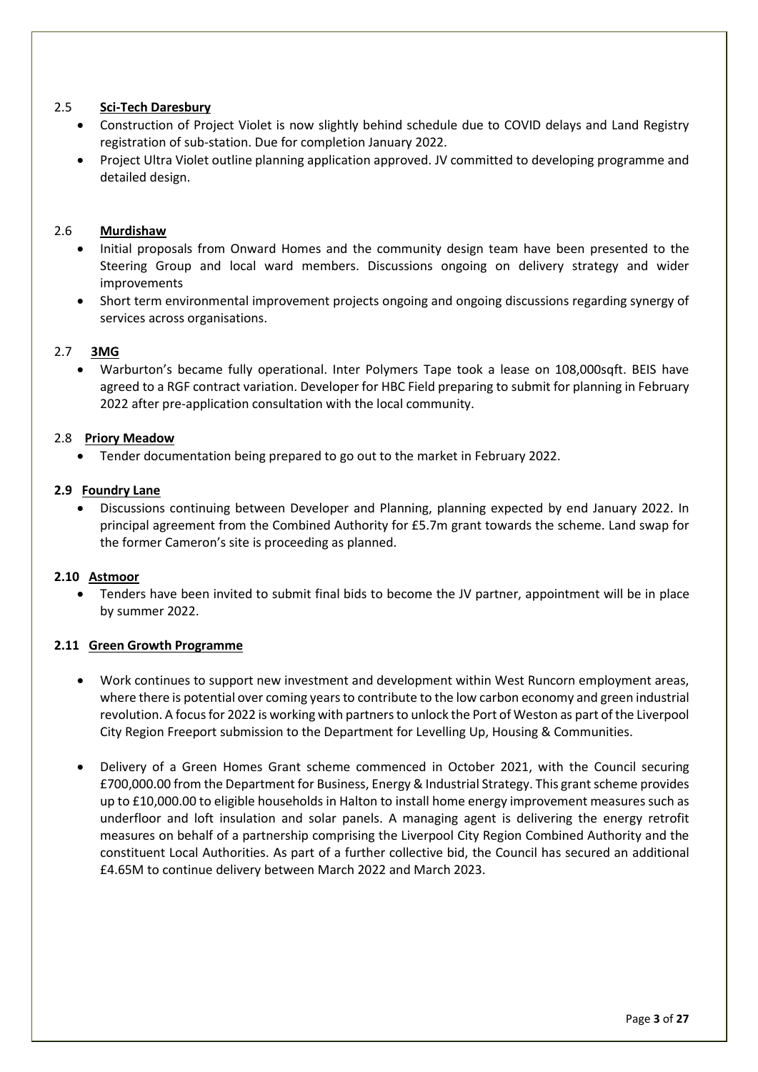### 2.5 Sci-Tech Daresbury

- Construction of Project Violet is now slightly behind schedule due to COVID delays and Land Registry registration of sub-station. Due for completion January 2022.
- Project Ultra Violet outline planning application approved. JV committed to developing programme and detailed design.

### 2.6 Murdishaw

- Initial proposals from Onward Homes and the community design team have been presented to the Steering Group and local ward members. Discussions ongoing on delivery strategy and wider improvements
- Short term environmental improvement projects ongoing and ongoing discussions regarding synergy of services across organisations.

### 2.7 3MG

- Warburton's became fully operational. Inter Polymers Tape took a lease on 108,000sqft. BEIS have agreed to a RGF contract variation. Developer for HBC Field preparing to submit for planning in February 2022 after pre-application consultation with the local community.

### 2.8 Priory Meadow

- Tender documentation being prepared to go out to the market in February 2022.

### 2.9 Foundry Lane

- Discussions continuing between Developer and Planning, planning expected by end January 2022. In principal agreement from the Combined Authority for £5.7m grant towards the scheme. Land swap for the former Cameron's site is proceeding as planned.

### 2.10 Astmoor

- Tenders have been invited to submit final bids to become the JV partner, appointment will be in place by summer 2022.

### 2.11 Green Growth Programme

- Work continues to support new investment and development within West Runcorn employment areas, where there is potential over coming years to contribute to the low carbon economy and green industrial revolution. A focus for 2022 is working with partners to unlock the Port of Weston as part of the Liverpool City Region Freeport submission to the Department for Levelling Up, Housing & Communities.

- Delivery of a Green Homes Grant scheme commenced in October 2021, with the Council securing £700,000.00 from the Department for Business, Energy & Industrial Strategy. This grant scheme provides up to £10,000.00 to eligible households in Halton to install home energy improvement measures such as underfloor and loft insulation and solar panels. A managing agent is delivering the energy retrofit measures on behalf of a partnership comprising the Liverpool City Region Combined Authority and the constituent Local Authorities. As part of a further collective bid, the Council has secured an additional £4.65M to continue delivery between March 2022 and March 2023.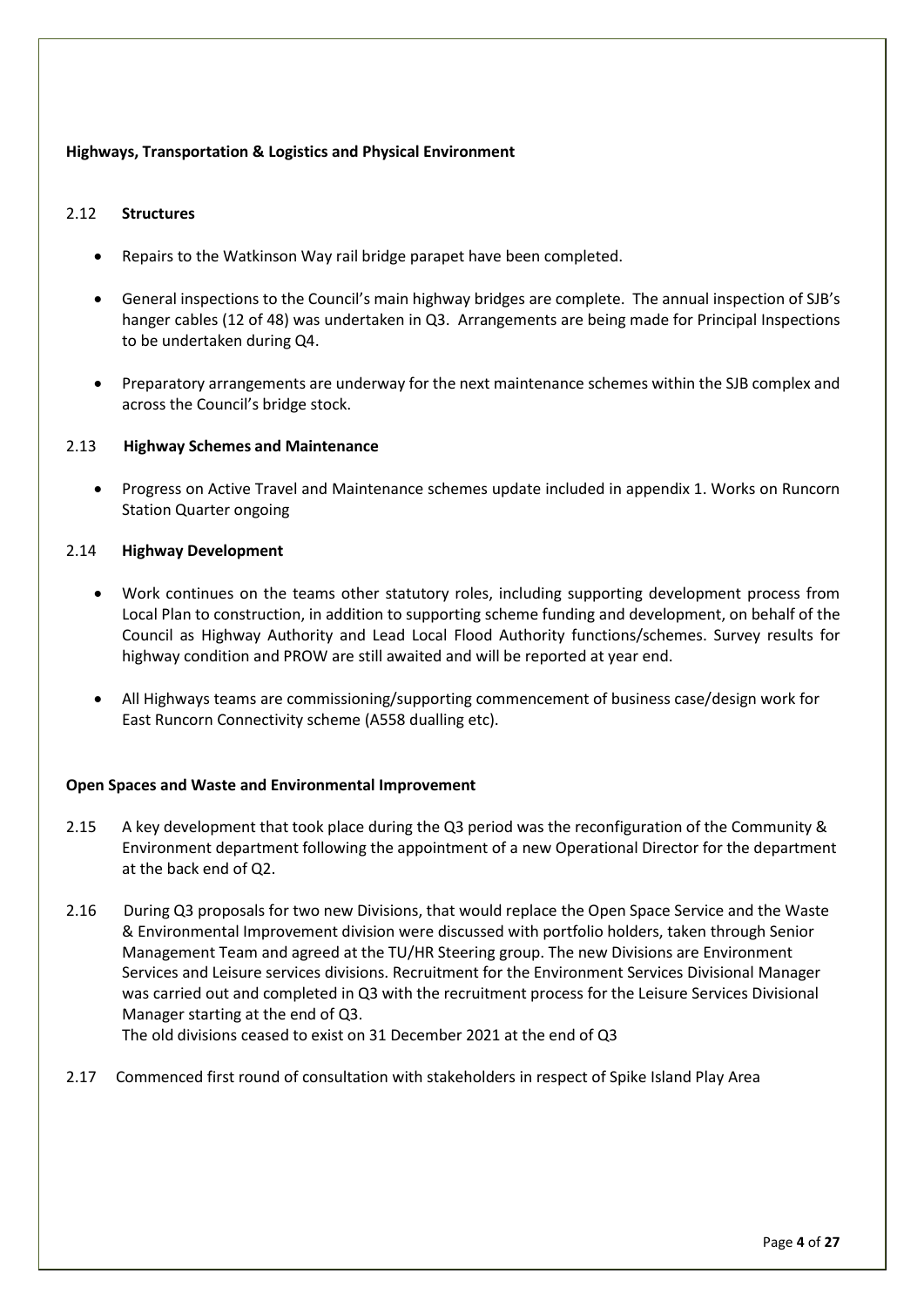**Highways, Transportation & Logistics and Physical Environment**

2.12 **Structures**

- Repairs to the Watkinson Way rail bridge parapet have been completed.
- General inspections to the Council's main highway bridges are complete. The annual inspection of SJB's hanger cables (12 of 48) was undertaken in Q3. Arrangements are being made for Principal Inspections to be undertaken during Q4.
- Preparatory arrangements are underway for the next maintenance schemes within the SJB complex and across the Council's bridge stock.

2.13 **Highway Schemes and Maintenance**

- Progress on Active Travel and Maintenance schemes update included in appendix 1. Works on Runcorn Station Quarter ongoing

2.14 **Highway Development**

- Work continues on the teams other statutory roles, including supporting development process from Local Plan to construction, in addition to supporting scheme funding and development, on behalf of the Council as Highway Authority and Lead Local Flood Authority functions/schemes. Survey results for highway condition and PROW are still awaited and will be reported at year end.
- All Highways teams are commissioning/supporting commencement of business case/design work for East Runcorn Connectivity scheme (A558 dualling etc).

**Open Spaces and Waste and Environmental Improvement**

2.15 A key development that took place during the Q3 period was the reconfiguration of the Community & Environment department following the appointment of a new Operational Director for the department at the back end of Q2.

2.16 During Q3 proposals for two new Divisions, that would replace the Open Space Service and the Waste & Environmental Improvement division were discussed with portfolio holders, taken through Senior Management Team and agreed at the TU/HR Steering group. The new Divisions are Environment Services and Leisure services divisions. Recruitment for the Environment Services Divisional Manager was carried out and completed in Q3 with the recruitment process for the Leisure Services Divisional Manager starting at the end of Q3.
The old divisions ceased to exist on 31 December 2021 at the end of Q3

2.17 Commenced first round of consultation with stakeholders in respect of Spike Island Play Area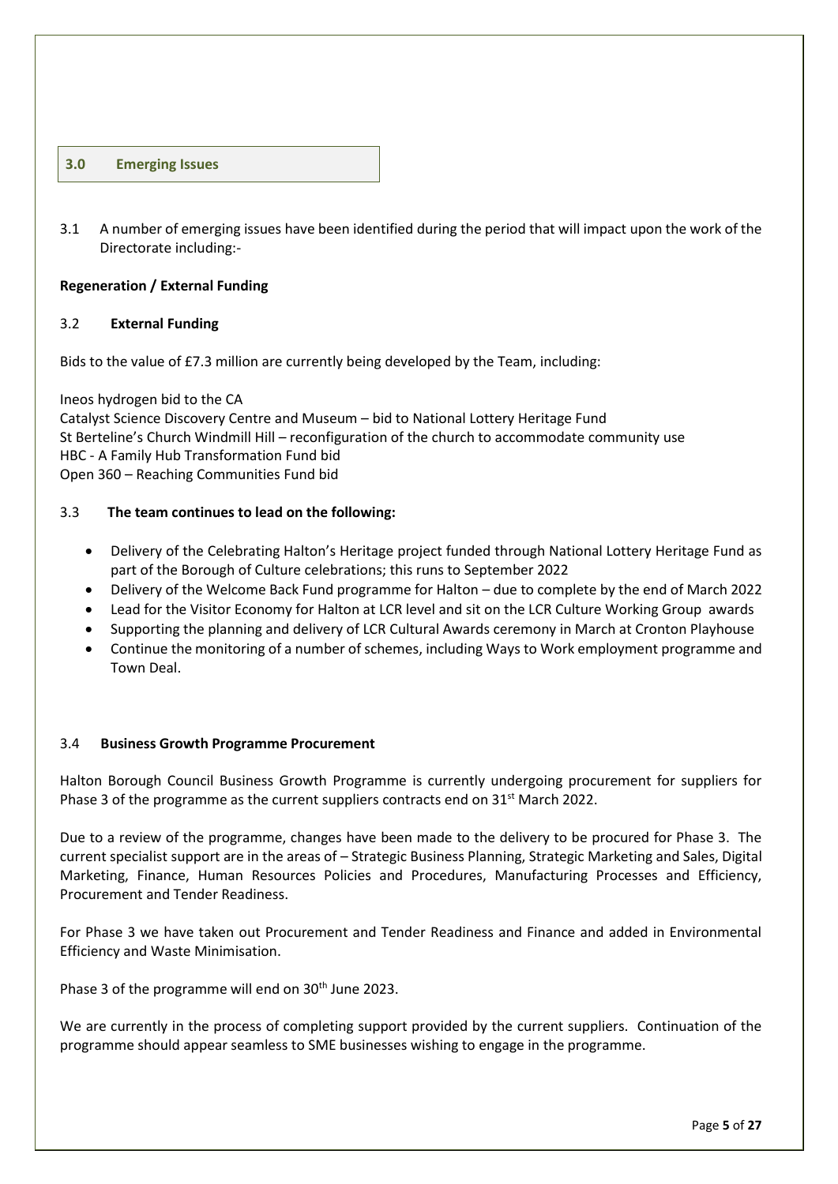## 3.0 Emerging Issues

3.1 A number of emerging issues have been identified during the period that will impact upon the work of the Directorate including:-

**Regeneration / External Funding**

3.2 **External Funding**

Bids to the value of £7.3 million are currently being developed by the Team, including:

Ineos hydrogen bid to the CA
Catalyst Science Discovery Centre and Museum – bid to National Lottery Heritage Fund
St Berteline's Church Windmill Hill – reconfiguration of the church to accommodate community use
HBC - A Family Hub Transformation Fund bid
Open 360 – Reaching Communities Fund bid

3.3 **The team continues to lead on the following:**

- Delivery of the Celebrating Halton's Heritage project funded through National Lottery Heritage Fund as part of the Borough of Culture celebrations; this runs to September 2022
- Delivery of the Welcome Back Fund programme for Halton – due to complete by the end of March 2022
- Lead for the Visitor Economy for Halton at LCR level and sit on the LCR Culture Working Group awards
- Supporting the planning and delivery of LCR Cultural Awards ceremony in March at Cronton Playhouse
- Continue the monitoring of a number of schemes, including Ways to Work employment programme and Town Deal.

3.4 **Business Growth Programme Procurement**

Halton Borough Council Business Growth Programme is currently undergoing procurement for suppliers for Phase 3 of the programme as the current suppliers contracts end on 31st March 2022.

Due to a review of the programme, changes have been made to the delivery to be procured for Phase 3. The current specialist support are in the areas of – Strategic Business Planning, Strategic Marketing and Sales, Digital Marketing, Finance, Human Resources Policies and Procedures, Manufacturing Processes and Efficiency, Procurement and Tender Readiness.

For Phase 3 we have taken out Procurement and Tender Readiness and Finance and added in Environmental Efficiency and Waste Minimisation.

Phase 3 of the programme will end on 30th June 2023.

We are currently in the process of completing support provided by the current suppliers. Continuation of the programme should appear seamless to SME businesses wishing to engage in the programme.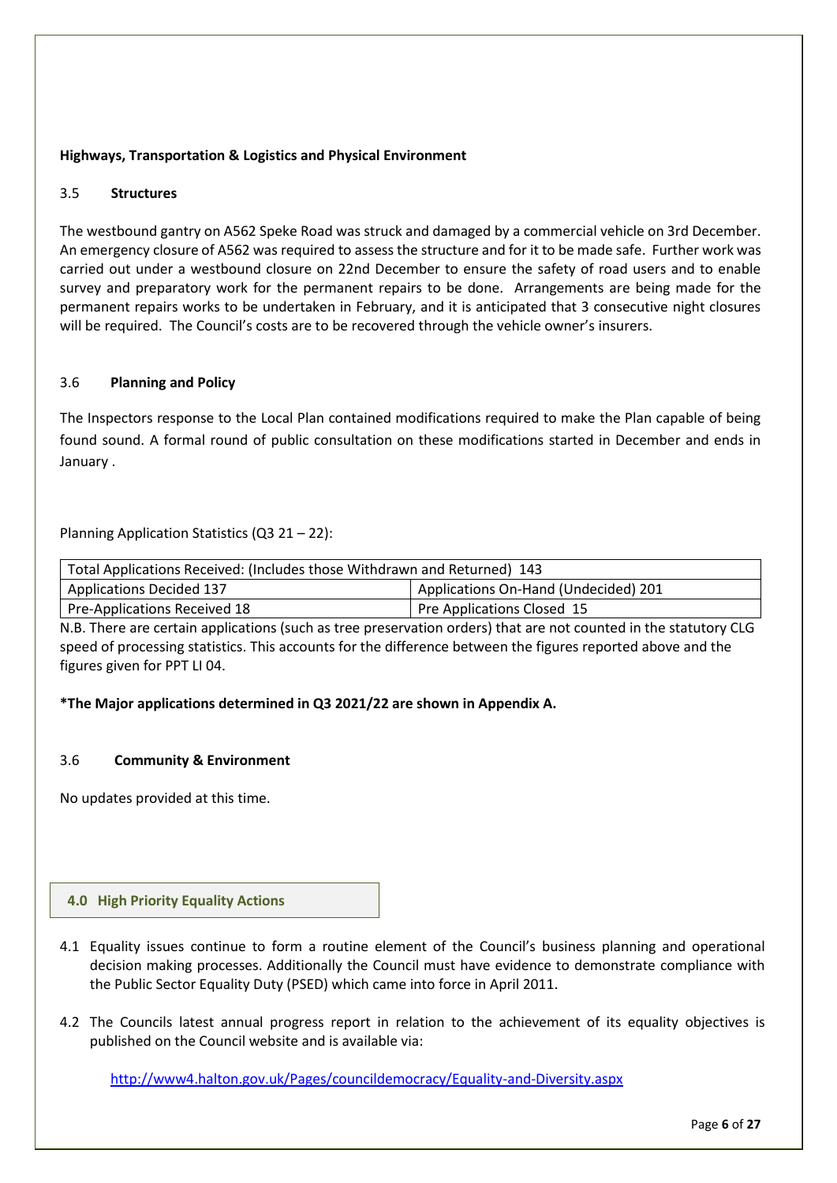**Highways, Transportation & Logistics and Physical Environment**

### 3.5 Structures

The westbound gantry on A562 Speke Road was struck and damaged by a commercial vehicle on 3rd December. An emergency closure of A562 was required to assess the structure and for it to be made safe. Further work was carried out under a westbound closure on 22nd December to ensure the safety of road users and to enable survey and preparatory work for the permanent repairs to be done. Arrangements are being made for the permanent repairs works to be undertaken in February, and it is anticipated that 3 consecutive night closures will be required. The Council's costs are to be recovered through the vehicle owner's insurers.

### 3.6 Planning and Policy

The Inspectors response to the Local Plan contained modifications required to make the Plan capable of being found sound. A formal round of public consultation on these modifications started in December and ends in January .

Planning Application Statistics (Q3 21 – 22):

| Total Applications Received: (Includes those Withdrawn and Returned) 143 | |
|---|---|
| Applications Decided 137 | Applications On-Hand (Undecided) 201 |
| Pre-Applications Received 18 | Pre Applications Closed 15 |

N.B. There are certain applications (such as tree preservation orders) that are not counted in the statutory CLG speed of processing statistics. This accounts for the difference between the figures reported above and the figures given for PPT LI 04.

***The Major applications determined in Q3 2021/22 are shown in Appendix A.**

### 3.6 Community & Environment

No updates provided at this time.

## 4.0 High Priority Equality Actions

4.1 Equality issues continue to form a routine element of the Council's business planning and operational decision making processes. Additionally the Council must have evidence to demonstrate compliance with the Public Sector Equality Duty (PSED) which came into force in April 2011.

4.2 The Councils latest annual progress report in relation to the achievement of its equality objectives is published on the Council website and is available via:

http://www4.halton.gov.uk/Pages/councildemocracy/Equality-and-Diversity.aspx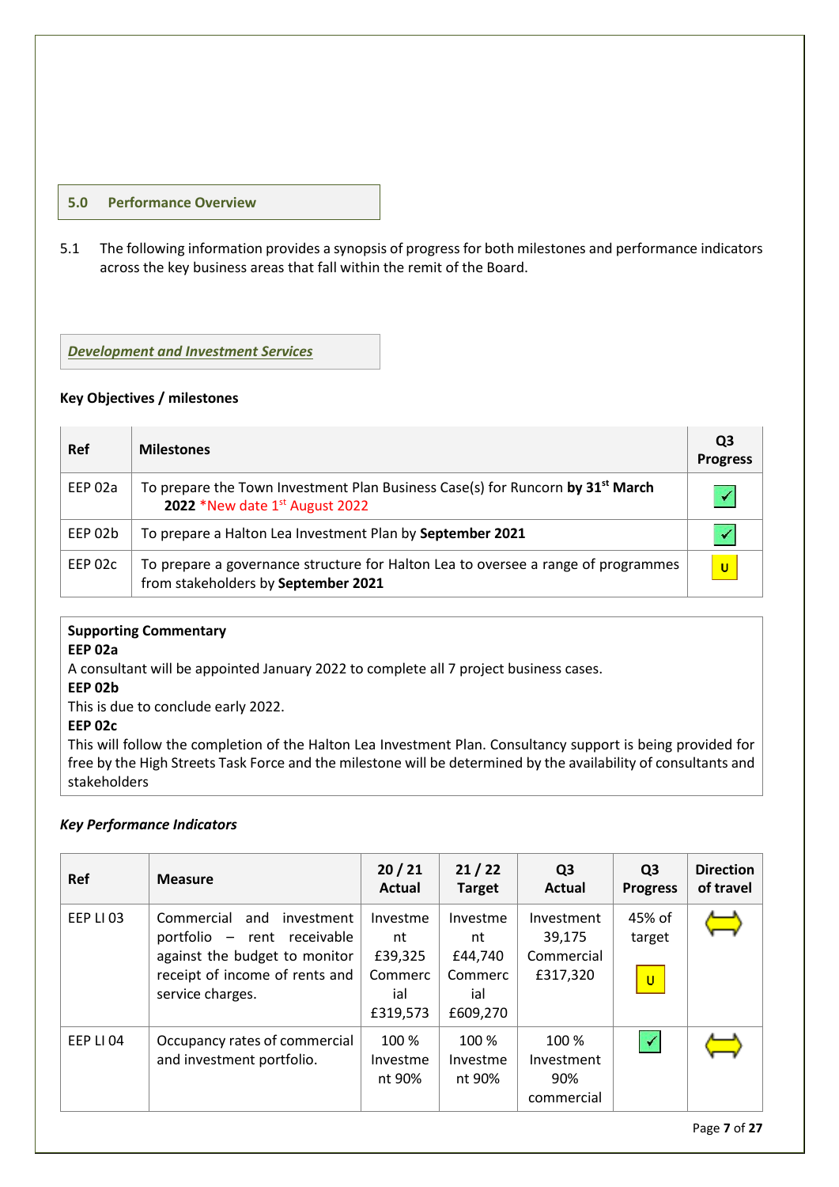## 5.0 Performance Overview

5.1 The following information provides a synopsis of progress for both milestones and performance indicators across the key business areas that fall within the remit of the Board.

***Development and Investment Services***

**Key Objectives / milestones**

| Ref | Milestones | Q3 Progress |
|---|---|---|
| EEP 02a | To prepare the Town Investment Plan Business Case(s) for Runcorn **by 31st March 2022** *New date 1st August 2022 | ✓ |
| EEP 02b | To prepare a Halton Lea Investment Plan by **September 2021** | ✓ |
| EEP 02c | To prepare a governance structure for Halton Lea to oversee a range of programmes from stakeholders by **September 2021** | U |

**Supporting Commentary**

**EEP 02a**

A consultant will be appointed January 2022 to complete all 7 project business cases.

**EEP 02b**

This is due to conclude early 2022.

**EEP 02c**

This will follow the completion of the Halton Lea Investment Plan. Consultancy support is being provided for free by the High Streets Task Force and the milestone will be determined by the availability of consultants and stakeholders

***Key Performance Indicators***

| Ref | Measure | 20 / 21 Actual | 21 / 22 Target | Q3 Actual | Q3 Progress | Direction of travel |
|---|---|---|---|---|---|---|
| EEP LI 03 | Commercial and investment portfolio – rent receivable against the budget to monitor receipt of income of rents and service charges. | Investment £39,325 Commercial £319,573 | Investment £44,740 Commercial £609,270 | Investment 39,175 Commercial £317,320 | 45% of target U | ⇔ |
| EEP LI 04 | Occupancy rates of commercial and investment portfolio. | 100 % Investment 90% | 100 % Investment 90% | 100 % Investment 90% commercial | ✓ | ⇔ |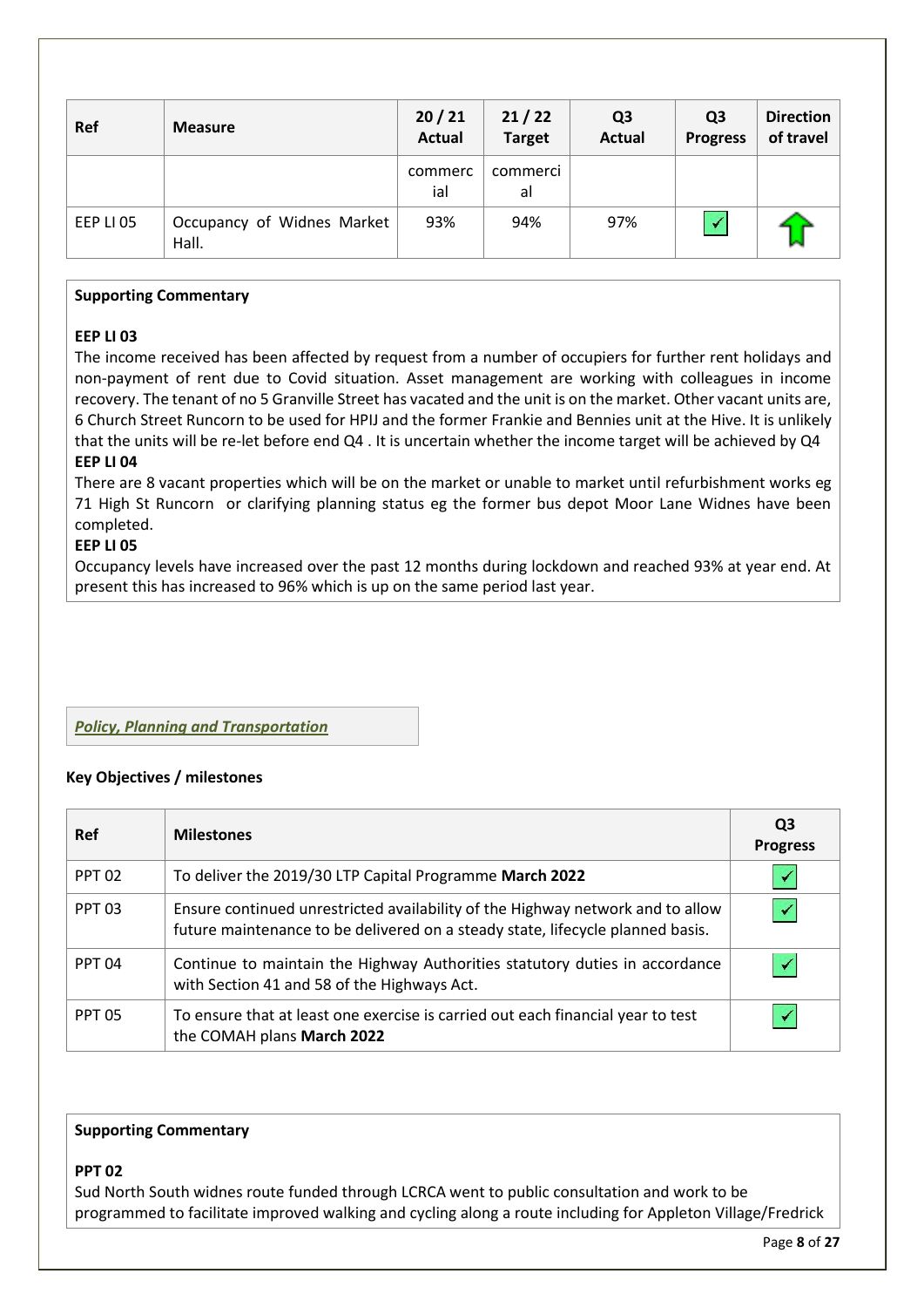| Ref | Measure | 20 / 21 Actual | 21 / 22 Target | Q3 Actual | Q3 Progress | Direction of travel |
|---|---|---|---|---|---|---|
| | | commercial | commercial | | | |
| EEP LI 05 | Occupancy of Widnes Market Hall. | 93% | 94% | 97% | ✓ | ⇧ |

**Supporting Commentary**

**EEP LI 03**

The income received has been affected by request from a number of occupiers for further rent holidays and non-payment of rent due to Covid situation. Asset management are working with colleagues in income recovery. The tenant of no 5 Granville Street has vacated and the unit is on the market. Other vacant units are, 6 Church Street Runcorn to be used for HPIJ and the former Frankie and Bennies unit at the Hive. It is unlikely that the units will be re-let before end Q4 . It is uncertain whether the income target will be achieved by Q4

**EEP LI 04**

There are 8 vacant properties which will be on the market or unable to market until refurbishment works eg 71 High St Runcorn or clarifying planning status eg the former bus depot Moor Lane Widnes have been completed.

**EEP LI 05**

Occupancy levels have increased over the past 12 months during lockdown and reached 93% at year end. At present this has increased to 96% which is up on the same period last year.

***Policy, Planning and Transportation***

**Key Objectives / milestones**

| Ref | Milestones | Q3 Progress |
|---|---|---|
| PPT 02 | To deliver the 2019/30 LTP Capital Programme **March 2022** | ✓ |
| PPT 03 | Ensure continued unrestricted availability of the Highway network and to allow future maintenance to be delivered on a steady state, lifecycle planned basis. | ✓ |
| PPT 04 | Continue to maintain the Highway Authorities statutory duties in accordance with Section 41 and 58 of the Highways Act. | ✓ |
| PPT 05 | To ensure that at least one exercise is carried out each financial year to test the COMAH plans **March 2022** | ✓ |

**Supporting Commentary**

**PPT 02**

Sud North South widnes route funded through LCRCA went to public consultation and work to be programmed to facilitate improved walking and cycling along a route including for Appleton Village/Fredrick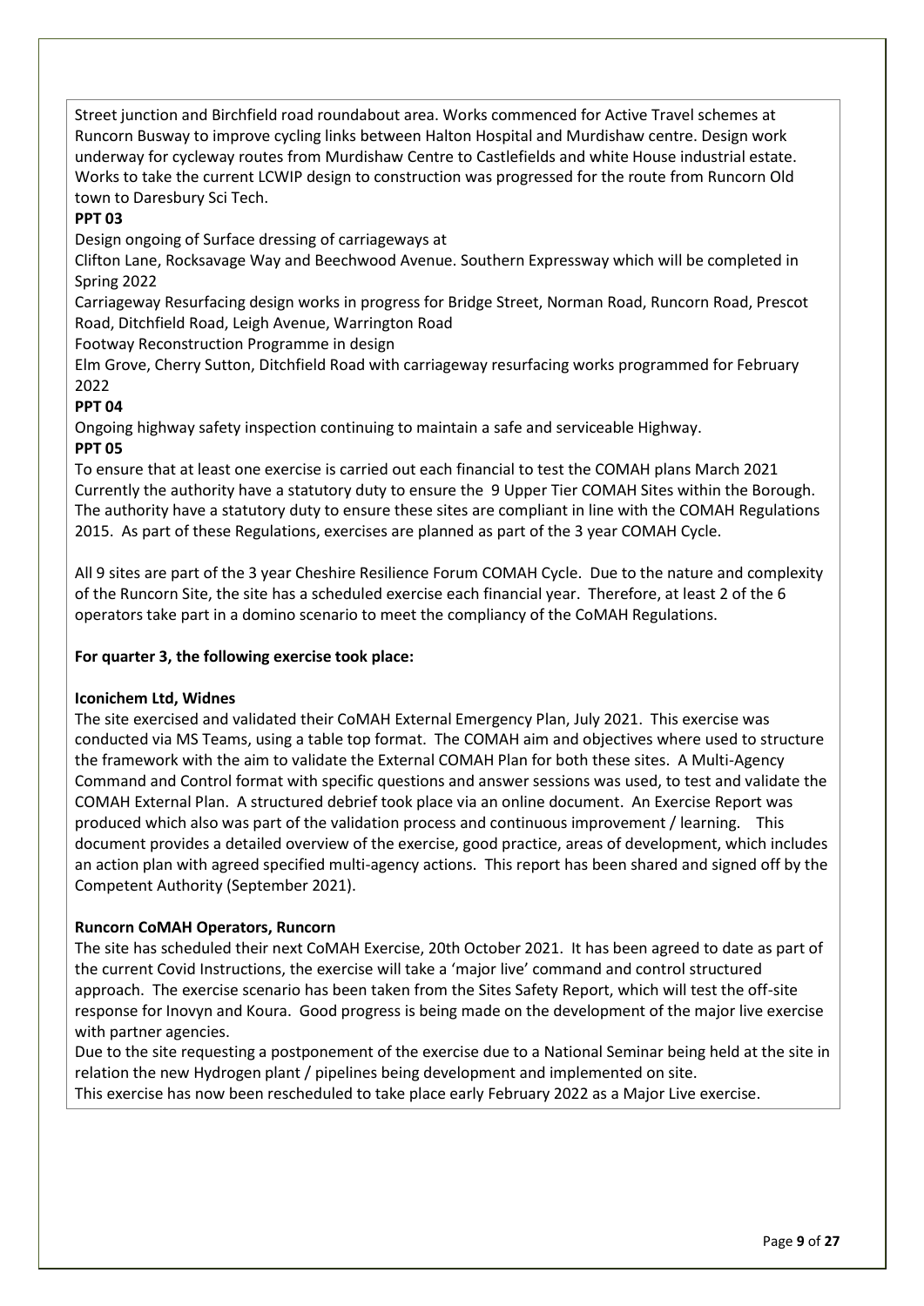Street junction and Birchfield road roundabout area. Works commenced for Active Travel schemes at Runcorn Busway to improve cycling links between Halton Hospital and Murdishaw centre. Design work underway for cycleway routes from Murdishaw Centre to Castlefields and white House industrial estate. Works to take the current LCWIP design to construction was progressed for the route from Runcorn Old town to Daresbury Sci Tech.

**PPT 03**

Design ongoing of Surface dressing of carriageways at

Clifton Lane, Rocksavage Way and Beechwood Avenue. Southern Expressway which will be completed in Spring 2022

Carriageway Resurfacing design works in progress for Bridge Street, Norman Road, Runcorn Road, Prescot Road, Ditchfield Road, Leigh Avenue, Warrington Road

Footway Reconstruction Programme in design

Elm Grove, Cherry Sutton, Ditchfield Road with carriageway resurfacing works programmed for February 2022

**PPT 04**

Ongoing highway safety inspection continuing to maintain a safe and serviceable Highway.

**PPT 05**

To ensure that at least one exercise is carried out each financial to test the COMAH plans March 2021 Currently the authority have a statutory duty to ensure the 9 Upper Tier COMAH Sites within the Borough. The authority have a statutory duty to ensure these sites are compliant in line with the COMAH Regulations 2015. As part of these Regulations, exercises are planned as part of the 3 year COMAH Cycle.

All 9 sites are part of the 3 year Cheshire Resilience Forum COMAH Cycle. Due to the nature and complexity of the Runcorn Site, the site has a scheduled exercise each financial year. Therefore, at least 2 of the 6 operators take part in a domino scenario to meet the compliancy of the CoMAH Regulations.

**For quarter 3, the following exercise took place:**

**Iconichem Ltd, Widnes**

The site exercised and validated their CoMAH External Emergency Plan, July 2021. This exercise was conducted via MS Teams, using a table top format. The COMAH aim and objectives where used to structure the framework with the aim to validate the External COMAH Plan for both these sites. A Multi-Agency Command and Control format with specific questions and answer sessions was used, to test and validate the COMAH External Plan. A structured debrief took place via an online document. An Exercise Report was produced which also was part of the validation process and continuous improvement / learning. This document provides a detailed overview of the exercise, good practice, areas of development, which includes an action plan with agreed specified multi-agency actions. This report has been shared and signed off by the Competent Authority (September 2021).

**Runcorn CoMAH Operators, Runcorn**

The site has scheduled their next CoMAH Exercise, 20th October 2021. It has been agreed to date as part of the current Covid Instructions, the exercise will take a 'major live' command and control structured approach. The exercise scenario has been taken from the Sites Safety Report, which will test the off-site response for Inovyn and Koura. Good progress is being made on the development of the major live exercise with partner agencies.

Due to the site requesting a postponement of the exercise due to a National Seminar being held at the site in relation the new Hydrogen plant / pipelines being development and implemented on site.

This exercise has now been rescheduled to take place early February 2022 as a Major Live exercise.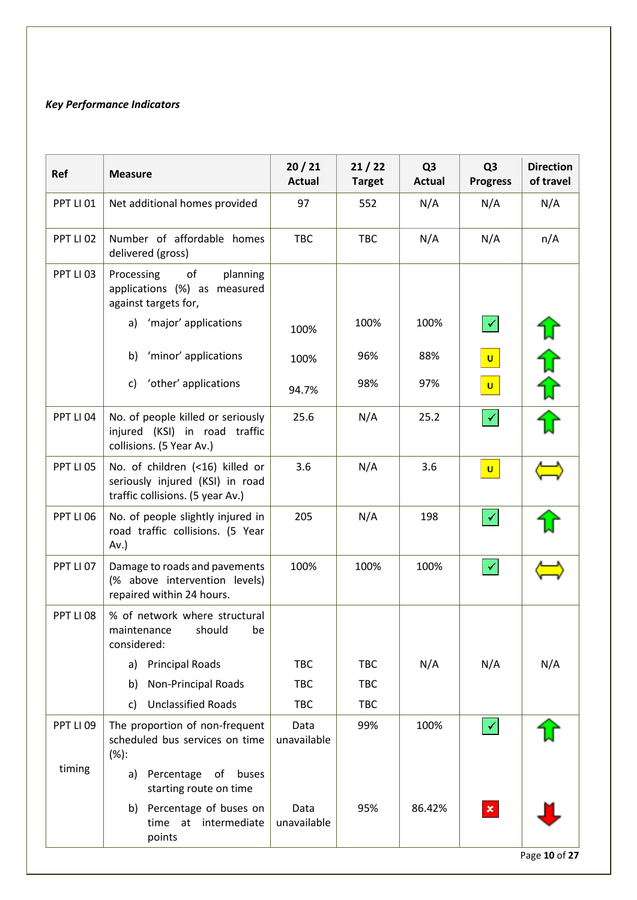*Key Performance Indicators*

| Ref | Measure | 20 / 21 Actual | 21 / 22 Target | Q3 Actual | Q3 Progress | Direction of travel |
|---|---|---|---|---|---|---|
| PPT LI 01 | Net additional homes provided | 97 | 552 | N/A | N/A | N/A |
| PPT LI 02 | Number of affordable homes delivered (gross) | TBC | TBC | N/A | N/A | n/A |
| PPT LI 03 | Processing of planning applications (%) as measured against targets for, | | | | | |
| | a) 'major' applications | 100% | 100% | 100% | ✓ | ↑ |
| | b) 'minor' applications | 100% | 96% | 88% | U | ↑ |
| | c) 'other' applications | 94.7% | 98% | 97% | U | ↑ |
| PPT LI 04 | No. of people killed or seriously injured (KSI) in road traffic collisions. (5 Year Av.) | 25.6 | N/A | 25.2 | ✓ | ↑ |
| PPT LI 05 | No. of children (<16) killed or seriously injured (KSI) in road traffic collisions. (5 year Av.) | 3.6 | N/A | 3.6 | U | ⇔ |
| PPT LI 06 | No. of people slightly injured in road traffic collisions. (5 Year Av.) | 205 | N/A | 198 | ✓ | ↑ |
| PPT LI 07 | Damage to roads and pavements (% above intervention levels) repaired within 24 hours. | 100% | 100% | 100% | ✓ | ⇔ |
| PPT LI 08 | % of network where structural maintenance should be considered: | | | | | |
| | a) Principal Roads | TBC | TBC | N/A | N/A | N/A |
| | b) Non-Principal Roads | TBC | TBC | | | |
| | c) Unclassified Roads | TBC | TBC | | | |
| PPT LI 09 timing | The proportion of non-frequent scheduled bus services on time (%): | Data unavailable | 99% | 100% | ✓ | ↑ |
| | a) Percentage of buses starting route on time | | | | | |
| | b) Percentage of buses on time at intermediate points | Data unavailable | 95% | 86.42% | ✗ | ↓ |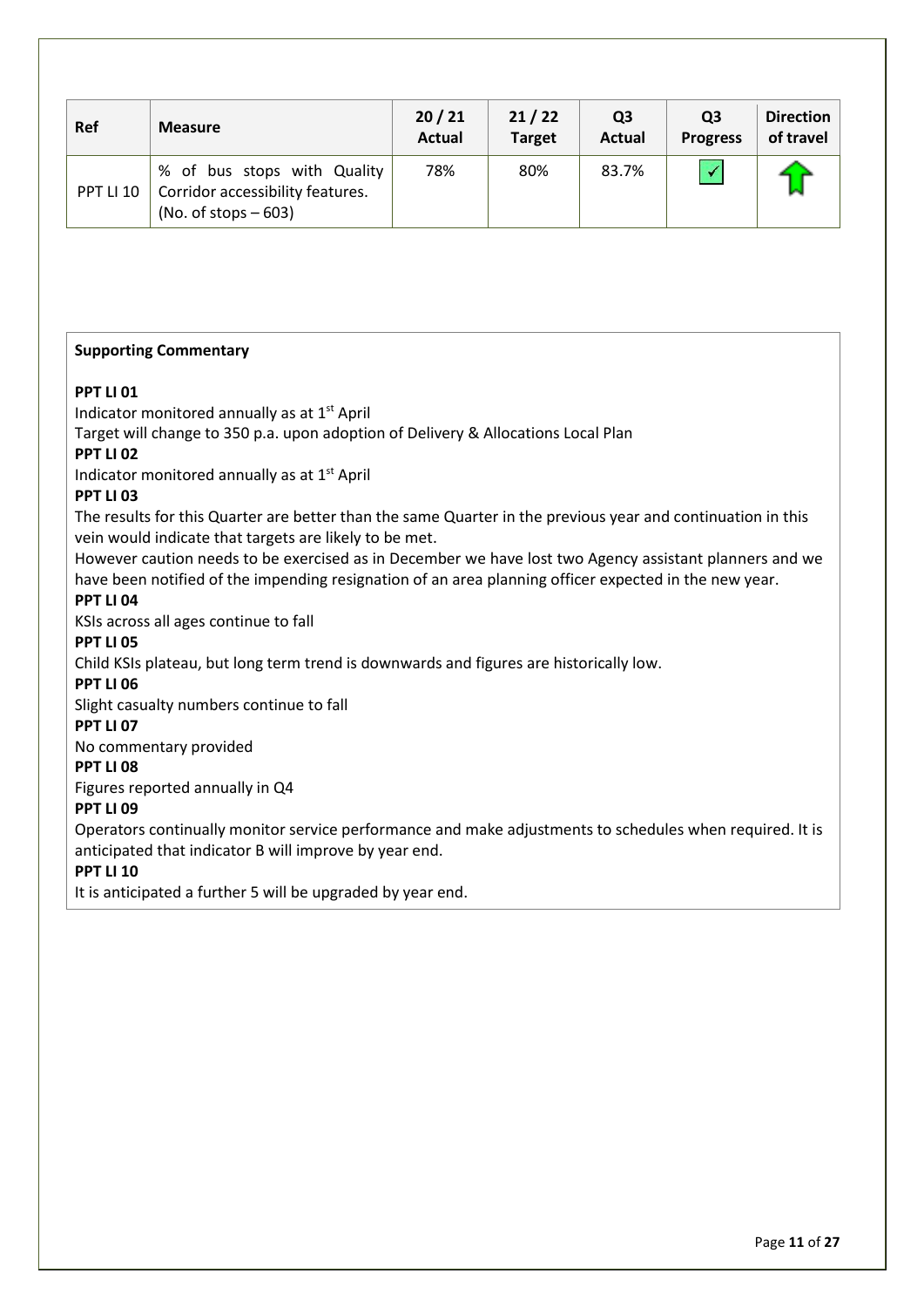| Ref | Measure | 20 / 21 Actual | 21 / 22 Target | Q3 Actual | Q3 Progress | Direction of travel |
|---|---|---|---|---|---|---|
| PPT LI 10 | % of bus stops with Quality Corridor accessibility features. (No. of stops – 603) | 78% | 80% | 83.7% | ✓ | ⇧ |

**Supporting Commentary**

**PPT LI 01**

Indicator monitored annually as at 1st April

Target will change to 350 p.a. upon adoption of Delivery & Allocations Local Plan

**PPT LI 02**

Indicator monitored annually as at 1st April

**PPT LI 03**

The results for this Quarter are better than the same Quarter in the previous year and continuation in this vein would indicate that targets are likely to be met.

However caution needs to be exercised as in December we have lost two Agency assistant planners and we have been notified of the impending resignation of an area planning officer expected in the new year.

**PPT LI 04**

KSIs across all ages continue to fall

**PPT LI 05**

Child KSIs plateau, but long term trend is downwards and figures are historically low.

**PPT LI 06**

Slight casualty numbers continue to fall

**PPT LI 07**

No commentary provided

**PPT LI 08**

Figures reported annually in Q4

**PPT LI 09**

Operators continually monitor service performance and make adjustments to schedules when required. It is anticipated that indicator B will improve by year end.

**PPT LI 10**

It is anticipated a further 5 will be upgraded by year end.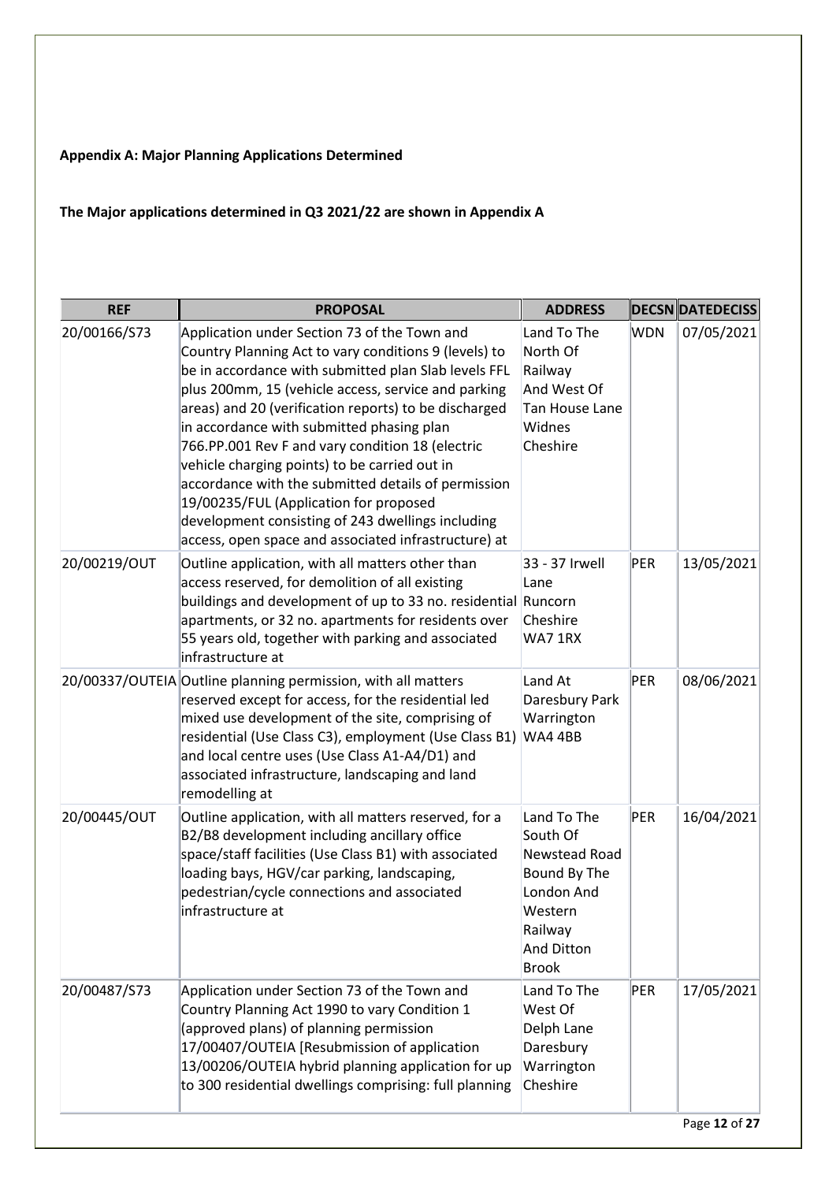**Appendix A: Major Planning Applications Determined**

**The Major applications determined in Q3 2021/22 are shown in Appendix A**

| REF | PROPOSAL | ADDRESS | DECSN | DATEDECISS |
|---|---|---|---|---|
| 20/00166/S73 | Application under Section 73 of the Town and Country Planning Act to vary conditions 9 (levels) to be in accordance with submitted plan Slab levels FFL plus 200mm, 15 (vehicle access, service and parking areas) and 20 (verification reports) to be discharged in accordance with submitted phasing plan 766.PP.001 Rev F and vary condition 18 (electric vehicle charging points) to be carried out in accordance with the submitted details of permission 19/00235/FUL (Application for proposed development consisting of 243 dwellings including access, open space and associated infrastructure) at | Land To The North Of Railway And West Of Tan House Lane Widnes Cheshire | WDN | 07/05/2021 |
| 20/00219/OUT | Outline application, with all matters other than access reserved, for demolition of all existing buildings and development of up to 33 no. residential apartments, or 32 no. apartments for residents over 55 years old, together with parking and associated infrastructure at | 33 - 37 Irwell Lane Runcorn Cheshire WA7 1RX | PER | 13/05/2021 |
| 20/00337/OUTEIA | Outline planning permission, with all matters reserved except for access, for the residential led mixed use development of the site, comprising of residential (Use Class C3), employment (Use Class B1) and local centre uses (Use Class A1-A4/D1) and associated infrastructure, landscaping and land remodelling at | Land At Daresbury Park Warrington WA4 4BB | PER | 08/06/2021 |
| 20/00445/OUT | Outline application, with all matters reserved, for a B2/B8 development including ancillary office space/staff facilities (Use Class B1) with associated loading bays, HGV/car parking, landscaping, pedestrian/cycle connections and associated infrastructure at | Land To The South Of Newstead Road Bound By The London And Western Railway And Ditton Brook | PER | 16/04/2021 |
| 20/00487/S73 | Application under Section 73 of the Town and Country Planning Act 1990 to vary Condition 1 (approved plans) of planning permission 17/00407/OUTEIA [Resubmission of application 13/00206/OUTEIA hybrid planning application for up to 300 residential dwellings comprising: full planning | Land To The West Of Delph Lane Daresbury Warrington Cheshire | PER | 17/05/2021 |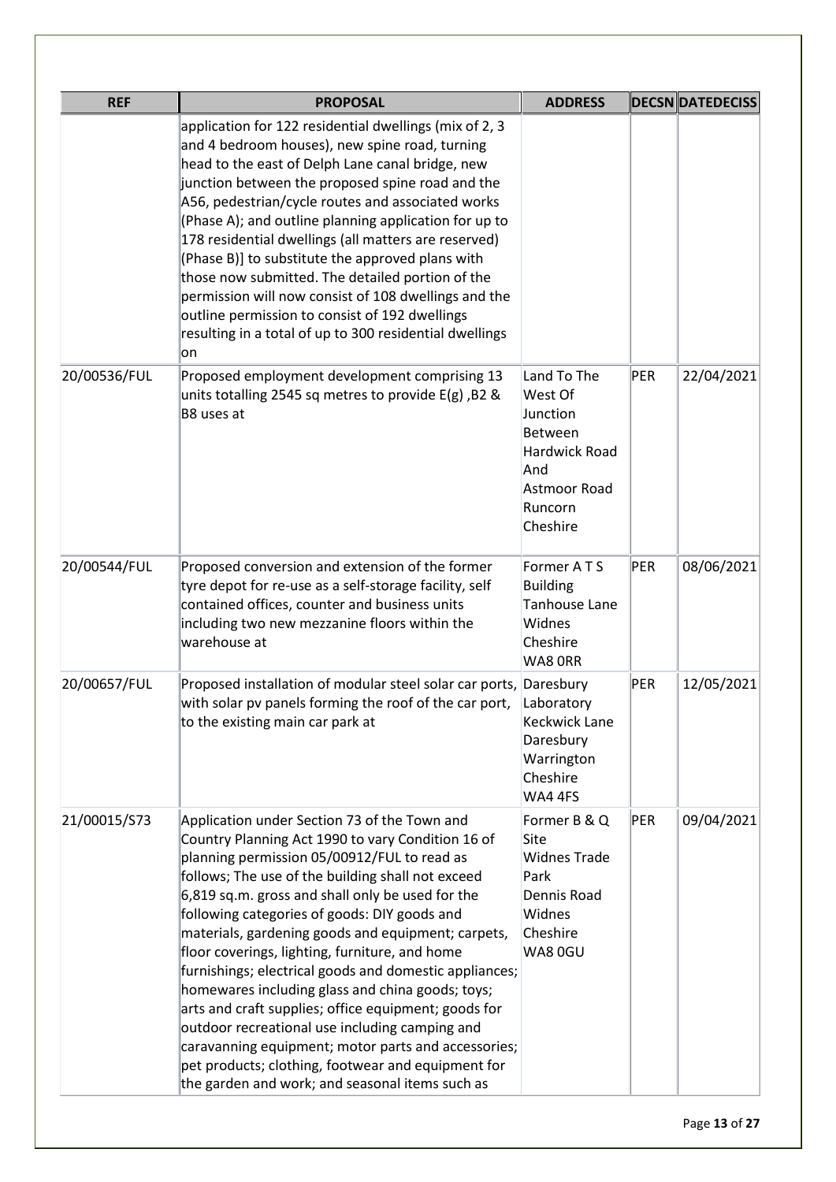| REF | PROPOSAL | ADDRESS | DECSN | DATEDECISS |
|---|---|---|---|---|
| | application for 122 residential dwellings (mix of 2, 3 and 4 bedroom houses), new spine road, turning head to the east of Delph Lane canal bridge, new junction between the proposed spine road and the A56, pedestrian/cycle routes and associated works (Phase A); and outline planning application for up to 178 residential dwellings (all matters are reserved) (Phase B)] to substitute the approved plans with those now submitted. The detailed portion of the permission will now consist of 108 dwellings and the outline permission to consist of 192 dwellings resulting in a total of up to 300 residential dwellings on | | | |
| 20/00536/FUL | Proposed employment development comprising 13 units totalling 2545 sq metres to provide E(g) ,B2 & B8 uses at | Land To The West Of Junction Between Hardwick Road And Astmoor Road Runcorn Cheshire | PER | 22/04/2021 |
| 20/00544/FUL | Proposed conversion and extension of the former tyre depot for re-use as a self-storage facility, self contained offices, counter and business units including two new mezzanine floors within the warehouse at | Former A T S Building Tanhouse Lane Widnes Cheshire WA8 0RR | PER | 08/06/2021 |
| 20/00657/FUL | Proposed installation of modular steel solar car ports, with solar pv panels forming the roof of the car port, to the existing main car park at | Daresbury Laboratory Keckwick Lane Daresbury Warrington Cheshire WA4 4FS | PER | 12/05/2021 |
| 21/00015/S73 | Application under Section 73 of the Town and Country Planning Act 1990 to vary Condition 16 of planning permission 05/00912/FUL to read as follows; The use of the building shall not exceed 6,819 sq.m. gross and shall only be used for the following categories of goods: DIY goods and materials, gardening goods and equipment; carpets, floor coverings, lighting, furniture, and home furnishings; electrical goods and domestic appliances; homewares including glass and china goods; toys; arts and craft supplies; office equipment; goods for outdoor recreational use including camping and caravanning equipment; motor parts and accessories; pet products; clothing, footwear and equipment for the garden and work; and seasonal items such as | Former B & Q Site Widnes Trade Park Dennis Road Widnes Cheshire WA8 0GU | PER | 09/04/2021 |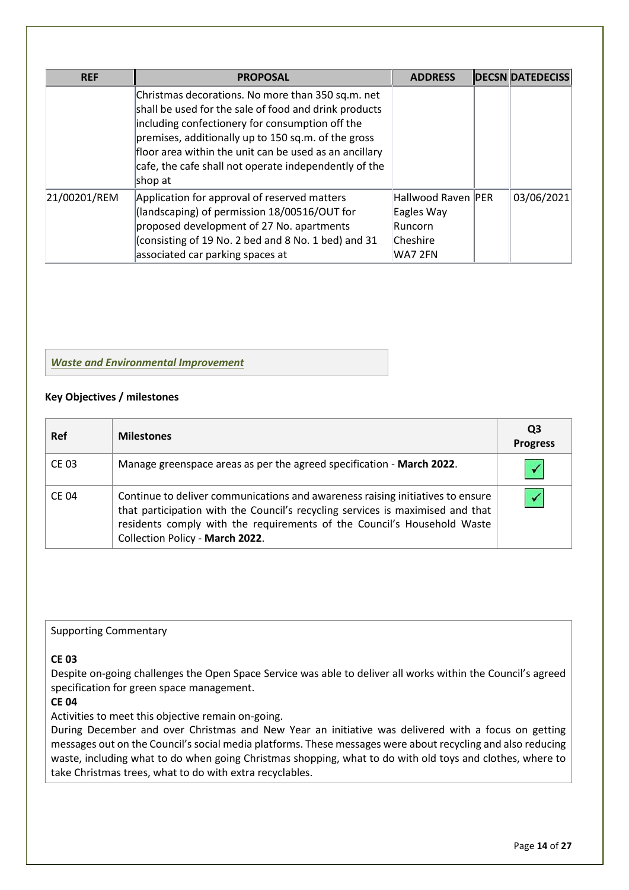| REF | PROPOSAL | ADDRESS | DECSN | DATEDECISS |
|---|---|---|---|---|
| | Christmas decorations. No more than 350 sq.m. net shall be used for the sale of food and drink products including confectionery for consumption off the premises, additionally up to 150 sq.m. of the gross floor area within the unit can be used as an ancillary cafe, the cafe shall not operate independently of the shop at | | | |
| 21/00201/REM | Application for approval of reserved matters (landscaping) of permission 18/00516/OUT for proposed development of 27 No. apartments (consisting of 19 No. 2 bed and 8 No. 1 bed) and 31 associated car parking spaces at | Hallwood Raven Eagles Way Runcorn Cheshire WA7 2FN | PER | 03/06/2021 |

***Waste and Environmental Improvement***

**Key Objectives / milestones**

| Ref | Milestones | Q3 Progress |
|---|---|---|
| CE 03 | Manage greenspace areas as per the agreed specification - **March 2022**. | ✓ |
| CE 04 | Continue to deliver communications and awareness raising initiatives to ensure that participation with the Council's recycling services is maximised and that residents comply with the requirements of the Council's Household Waste Collection Policy - **March 2022**. | ✓ |

Supporting Commentary

**CE 03**
Despite on-going challenges the Open Space Service was able to deliver all works within the Council's agreed specification for green space management.

**CE 04**
Activities to meet this objective remain on-going.
During December and over Christmas and New Year an initiative was delivered with a focus on getting messages out on the Council's social media platforms. These messages were about recycling and also reducing waste, including what to do when going Christmas shopping, what to do with old toys and clothes, where to take Christmas trees, what to do with extra recyclables.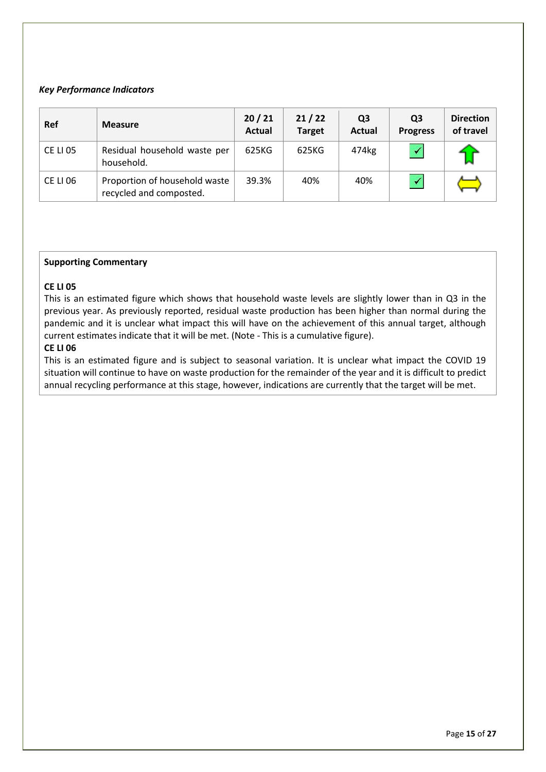### *Key Performance Indicators*

| Ref | Measure | 20 / 21 Actual | 21 / 22 Target | Q3 Actual | Q3 Progress | Direction of travel |
|---|---|---|---|---|---|---|
| CE LI 05 | Residual household waste per household. | 625KG | 625KG | 474kg | ✓ | ↑ |
| CE LI 06 | Proportion of household waste recycled and composted. | 39.3% | 40% | 40% | ✓ | ⇔ |

**Supporting Commentary**

**CE LI 05**
This is an estimated figure which shows that household waste levels are slightly lower than in Q3 in the previous year. As previously reported, residual waste production has been higher than normal during the pandemic and it is unclear what impact this will have on the achievement of this annual target, although current estimates indicate that it will be met. (Note - This is a cumulative figure).

**CE LI 06**
This is an estimated figure and is subject to seasonal variation. It is unclear what impact the COVID 19 situation will continue to have on waste production for the remainder of the year and it is difficult to predict annual recycling performance at this stage, however, indications are currently that the target will be met.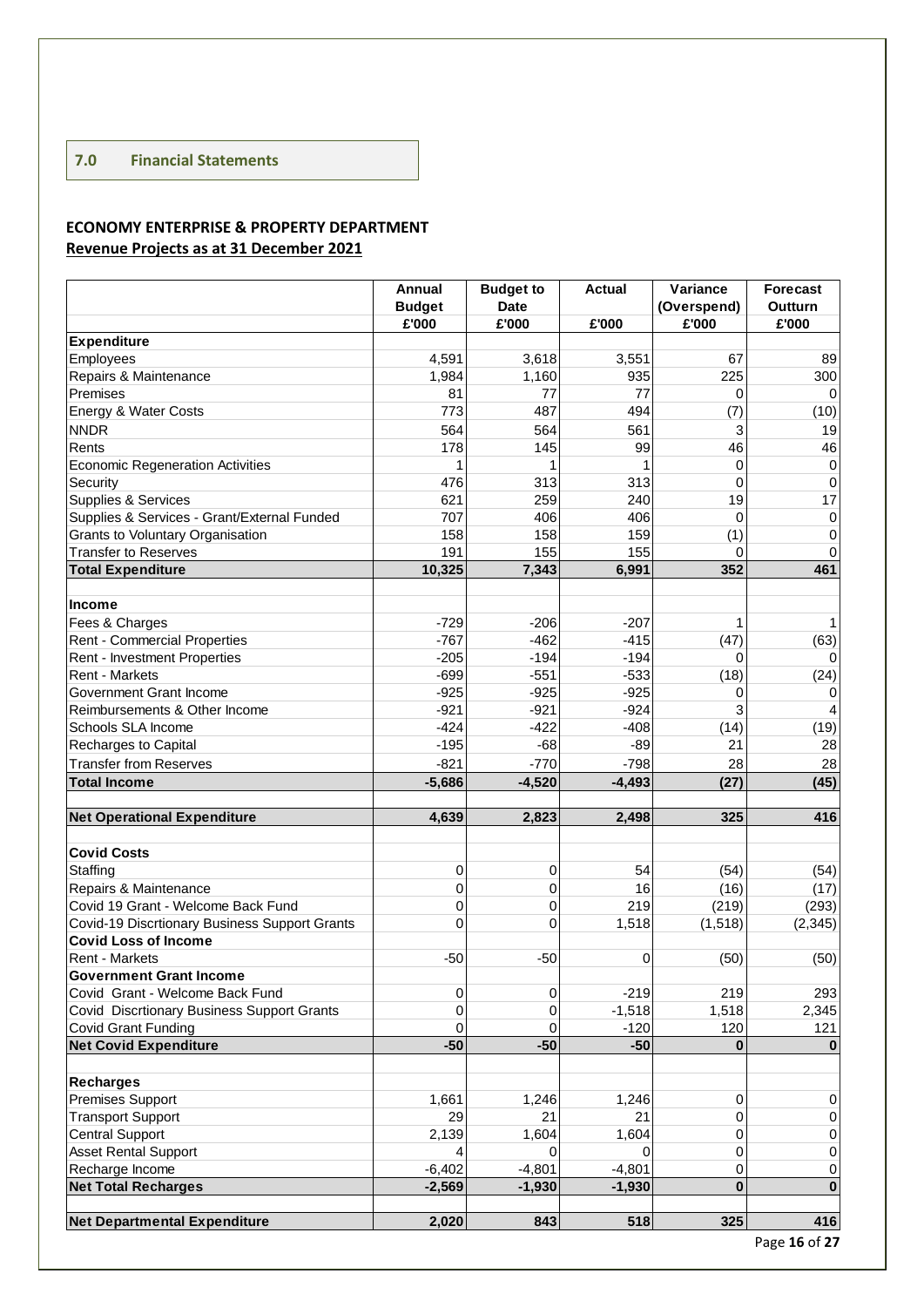## 7.0 Financial Statements

**ECONOMY ENTERPRISE & PROPERTY DEPARTMENT**

**Revenue Projects as at 31 December 2021**

| | Annual Budget £'000 | Budget to Date £'000 | Actual £'000 | Variance (Overspend) £'000 | Forecast Outturn £'000 |
|---|---|---|---|---|---|
| **Expenditure** | | | | | |
| Employees | 4,591 | 3,618 | 3,551 | 67 | 89 |
| Repairs & Maintenance | 1,984 | 1,160 | 935 | 225 | 300 |
| Premises | 81 | 77 | 77 | 0 | 0 |
| Energy & Water Costs | 773 | 487 | 494 | (7) | (10) |
| NNDR | 564 | 564 | 561 | 3 | 19 |
| Rents | 178 | 145 | 99 | 46 | 46 |
| Economic Regeneration Activities | 1 | 1 | 1 | 0 | 0 |
| Security | 476 | 313 | 313 | 0 | 0 |
| Supplies & Services | 621 | 259 | 240 | 19 | 17 |
| Supplies & Services - Grant/External Funded | 707 | 406 | 406 | 0 | 0 |
| Grants to Voluntary Organisation | 158 | 158 | 159 | (1) | 0 |
| Transfer to Reserves | 191 | 155 | 155 | 0 | 0 |
| **Total Expenditure** | **10,325** | **7,343** | **6,991** | **352** | **461** |
| | | | | | |
| **Income** | | | | | |
| Fees & Charges | -729 | -206 | -207 | 1 | 1 |
| Rent - Commercial Properties | -767 | -462 | -415 | (47) | (63) |
| Rent - Investment Properties | -205 | -194 | -194 | 0 | 0 |
| Rent - Markets | -699 | -551 | -533 | (18) | (24) |
| Government Grant Income | -925 | -925 | -925 | 0 | 0 |
| Reimbursements & Other Income | -921 | -921 | -924 | 3 | 4 |
| Schools SLA Income | -424 | -422 | -408 | (14) | (19) |
| Recharges to Capital | -195 | -68 | -89 | 21 | 28 |
| Transfer from Reserves | -821 | -770 | -798 | 28 | 28 |
| **Total Income** | **-5,686** | **-4,520** | **-4,493** | **(27)** | **(45)** |
| | | | | | |
| **Net Operational Expenditure** | **4,639** | **2,823** | **2,498** | **325** | **416** |
| | | | | | |
| **Covid Costs** | | | | | |
| Staffing | 0 | 0 | 54 | (54) | (54) |
| Repairs & Maintenance | 0 | 0 | 16 | (16) | (17) |
| Covid 19 Grant - Welcome Back Fund | 0 | 0 | 219 | (219) | (293) |
| Covid-19 Discrtionary Business Support Grants | 0 | 0 | 1,518 | (1,518) | (2,345) |
| **Covid Loss of Income** | | | | | |
| Rent - Markets | -50 | -50 | 0 | (50) | (50) |
| **Government Grant Income** | | | | | |
| Covid Grant - Welcome Back Fund | 0 | 0 | -219 | 219 | 293 |
| Covid Discrtionary Business Support Grants | 0 | 0 | -1,518 | 1,518 | 2,345 |
| Covid Grant Funding | 0 | 0 | -120 | 120 | 121 |
| **Net Covid Expenditure** | **-50** | **-50** | **-50** | **0** | **0** |
| | | | | | |
| **Recharges** | | | | | |
| Premises Support | 1,661 | 1,246 | 1,246 | 0 | 0 |
| Transport Support | 29 | 21 | 21 | 0 | 0 |
| Central Support | 2,139 | 1,604 | 1,604 | 0 | 0 |
| Asset Rental Support | 4 | 0 | 0 | 0 | 0 |
| Recharge Income | -6,402 | -4,801 | -4,801 | 0 | 0 |
| **Net Total Recharges** | **-2,569** | **-1,930** | **-1,930** | **0** | **0** |
| | | | | | |
| **Net Departmental Expenditure** | **2,020** | **843** | **518** | **325** | **416** |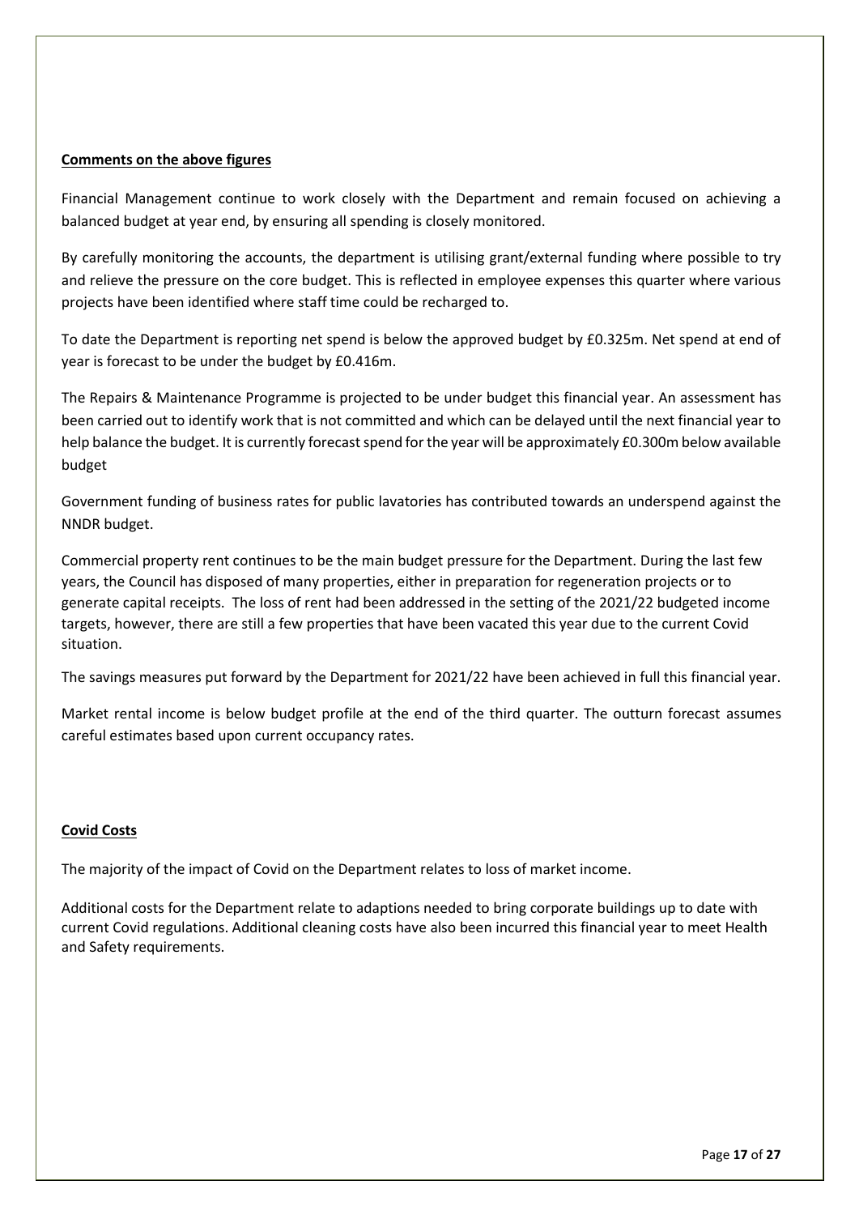**Comments on the above figures**

Financial Management continue to work closely with the Department and remain focused on achieving a balanced budget at year end, by ensuring all spending is closely monitored.

By carefully monitoring the accounts, the department is utilising grant/external funding where possible to try and relieve the pressure on the core budget. This is reflected in employee expenses this quarter where various projects have been identified where staff time could be recharged to.

To date the Department is reporting net spend is below the approved budget by £0.325m. Net spend at end of year is forecast to be under the budget by £0.416m.

The Repairs & Maintenance Programme is projected to be under budget this financial year. An assessment has been carried out to identify work that is not committed and which can be delayed until the next financial year to help balance the budget. It is currently forecast spend for the year will be approximately £0.300m below available budget

Government funding of business rates for public lavatories has contributed towards an underspend against the NNDR budget.

Commercial property rent continues to be the main budget pressure for the Department. During the last few years, the Council has disposed of many properties, either in preparation for regeneration projects or to generate capital receipts. The loss of rent had been addressed in the setting of the 2021/22 budgeted income targets, however, there are still a few properties that have been vacated this year due to the current Covid situation.

The savings measures put forward by the Department for 2021/22 have been achieved in full this financial year.

Market rental income is below budget profile at the end of the third quarter. The outturn forecast assumes careful estimates based upon current occupancy rates.

**Covid Costs**

The majority of the impact of Covid on the Department relates to loss of market income.

Additional costs for the Department relate to adaptions needed to bring corporate buildings up to date with current Covid regulations. Additional cleaning costs have also been incurred this financial year to meet Health and Safety requirements.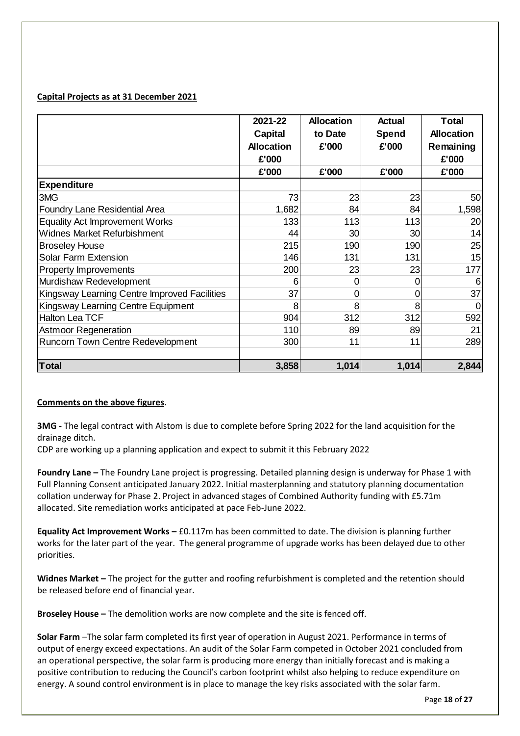**Capital Projects as at 31 December 2021**

| | 2021-22 Capital Allocation £'000 | Allocation to Date £'000 | Actual Spend £'000 | Total Allocation Remaining £'000 |
|---|---|---|---|---|
| | £'000 | £'000 | £'000 | £'000 |
| **Expenditure** | | | | |
| 3MG | 73 | 23 | 23 | 50 |
| Foundry Lane Residential Area | 1,682 | 84 | 84 | 1,598 |
| Equality Act Improvement Works | 133 | 113 | 113 | 20 |
| Widnes Market Refurbishment | 44 | 30 | 30 | 14 |
| Broseley House | 215 | 190 | 190 | 25 |
| Solar Farm Extension | 146 | 131 | 131 | 15 |
| Property Improvements | 200 | 23 | 23 | 177 |
| Murdishaw Redevelopment | 6 | 0 | 0 | 6 |
| Kingsway Learning Centre Improved Facilities | 37 | 0 | 0 | 37 |
| Kingsway Learning Centre Equipment | 8 | 8 | 8 | 0 |
| Halton Lea TCF | 904 | 312 | 312 | 592 |
| Astmoor Regeneration | 110 | 89 | 89 | 21 |
| Runcorn Town Centre Redevelopment | 300 | 11 | 11 | 289 |
| **Total** | **3,858** | **1,014** | **1,014** | **2,844** |

**Comments on the above figures**.

**3MG -** The legal contract with Alstom is due to complete before Spring 2022 for the land acquisition for the drainage ditch.
CDP are working up a planning application and expect to submit it this February 2022

**Foundry Lane –** The Foundry Lane project is progressing. Detailed planning design is underway for Phase 1 with Full Planning Consent anticipated January 2022. Initial masterplanning and statutory planning documentation collation underway for Phase 2. Project in advanced stages of Combined Authority funding with £5.71m allocated. Site remediation works anticipated at pace Feb-June 2022.

**Equality Act Improvement Works –** £0.117m has been committed to date. The division is planning further works for the later part of the year. The general programme of upgrade works has been delayed due to other priorities.

**Widnes Market –** The project for the gutter and roofing refurbishment is completed and the retention should be released before end of financial year.

**Broseley House –** The demolition works are now complete and the site is fenced off.

**Solar Farm** –The solar farm completed its first year of operation in August 2021. Performance in terms of output of energy exceed expectations. An audit of the Solar Farm competed in October 2021 concluded from an operational perspective, the solar farm is producing more energy than initially forecast and is making a positive contribution to reducing the Council's carbon footprint whilst also helping to reduce expenditure on energy. A sound control environment is in place to manage the key risks associated with the solar farm.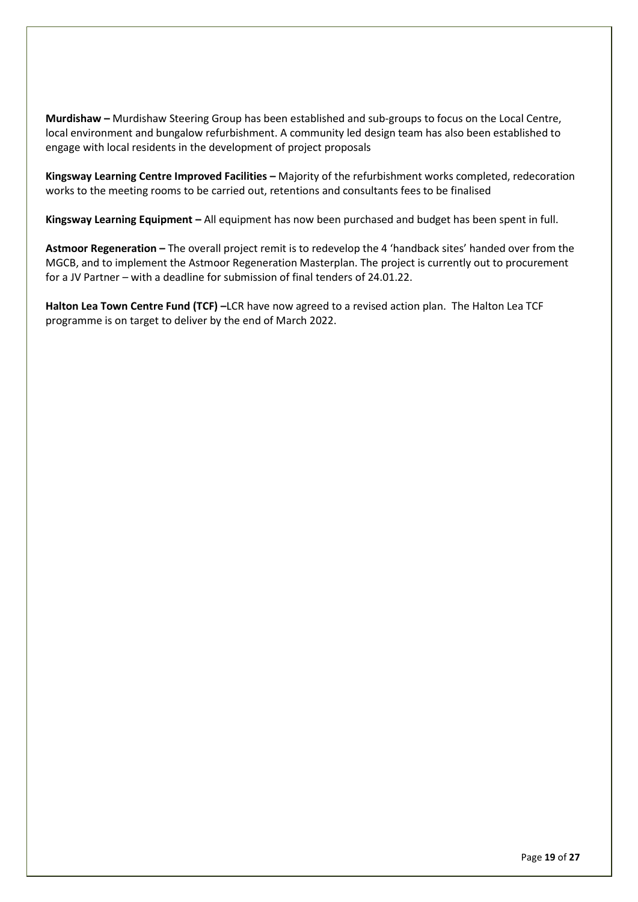**Murdishaw –** Murdishaw Steering Group has been established and sub-groups to focus on the Local Centre, local environment and bungalow refurbishment. A community led design team has also been established to engage with local residents in the development of project proposals

**Kingsway Learning Centre Improved Facilities –** Majority of the refurbishment works completed, redecoration works to the meeting rooms to be carried out, retentions and consultants fees to be finalised

**Kingsway Learning Equipment –** All equipment has now been purchased and budget has been spent in full.

**Astmoor Regeneration –** The overall project remit is to redevelop the 4 'handback sites' handed over from the MGCB, and to implement the Astmoor Regeneration Masterplan. The project is currently out to procurement for a JV Partner – with a deadline for submission of final tenders of 24.01.22.

**Halton Lea Town Centre Fund (TCF) –**LCR have now agreed to a revised action plan. The Halton Lea TCF programme is on target to deliver by the end of March 2022.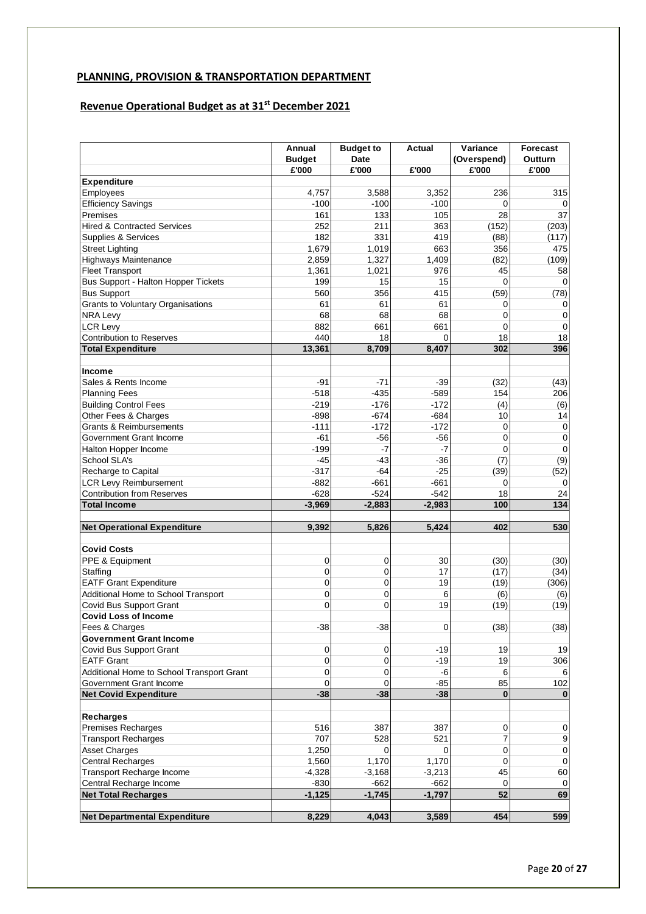**PLANNING, PROVISION & TRANSPORTATION DEPARTMENT**

**Revenue Operational Budget as at 31st December 2021**

| | Annual Budget | Budget to Date | Actual | Variance (Overspend) | Forecast Outturn |
|---|---|---|---|---|---|
| | £'000 | £'000 | £'000 | £'000 | £'000 |
| **Expenditure** | | | | | |
| Employees | 4,757 | 3,588 | 3,352 | 236 | 315 |
| Efficiency Savings | -100 | -100 | -100 | 0 | 0 |
| Premises | 161 | 133 | 105 | 28 | 37 |
| Hired & Contracted Services | 252 | 211 | 363 | (152) | (203) |
| Supplies & Services | 182 | 331 | 419 | (88) | (117) |
| Street Lighting | 1,679 | 1,019 | 663 | 356 | 475 |
| Highways Maintenance | 2,859 | 1,327 | 1,409 | (82) | (109) |
| Fleet Transport | 1,361 | 1,021 | 976 | 45 | 58 |
| Bus Support - Halton Hopper Tickets | 199 | 15 | 15 | 0 | 0 |
| Bus Support | 560 | 356 | 415 | (59) | (78) |
| Grants to Voluntary Organisations | 61 | 61 | 61 | 0 | 0 |
| NRA Levy | 68 | 68 | 68 | 0 | 0 |
| LCR Levy | 882 | 661 | 661 | 0 | 0 |
| Contribution to Reserves | 440 | 18 | 0 | 18 | 18 |
| **Total Expenditure** | **13,361** | **8,709** | **8,407** | **302** | **396** |
| | | | | | |
| **Income** | | | | | |
| Sales & Rents Income | -91 | -71 | -39 | (32) | (43) |
| Planning Fees | -518 | -435 | -589 | 154 | 206 |
| Building Control Fees | -219 | -176 | -172 | (4) | (6) |
| Other Fees & Charges | -898 | -674 | -684 | 10 | 14 |
| Grants & Reimbursements | -111 | -172 | -172 | 0 | 0 |
| Government Grant Income | -61 | -56 | -56 | 0 | 0 |
| Halton Hopper Income | -199 | -7 | -7 | 0 | 0 |
| School SLA's | -45 | -43 | -36 | (7) | (9) |
| Recharge to Capital | -317 | -64 | -25 | (39) | (52) |
| LCR Levy Reimbursement | -882 | -661 | -661 | 0 | 0 |
| Contribution from Reserves | -628 | -524 | -542 | 18 | 24 |
| **Total Income** | **-3,969** | **-2,883** | **-2,983** | **100** | **134** |
| | | | | | |
| **Net Operational Expenditure** | **9,392** | **5,826** | **5,424** | **402** | **530** |
| | | | | | |
| **Covid Costs** | | | | | |
| PPE & Equipment | 0 | 0 | 30 | (30) | (30) |
| Staffing | 0 | 0 | 17 | (17) | (34) |
| EATF Grant Expenditure | 0 | 0 | 19 | (19) | (306) |
| Additional Home to School Transport | 0 | 0 | 6 | (6) | (6) |
| Covid Bus Support Grant | 0 | 0 | 19 | (19) | (19) |
| **Covid Loss of Income** | | | | | |
| Fees & Charges | -38 | -38 | 0 | (38) | (38) |
| **Government Grant Income** | | | | | |
| Covid Bus Support Grant | 0 | 0 | -19 | 19 | 19 |
| EATF Grant | 0 | 0 | -19 | 19 | 306 |
| Additional Home to School Transport Grant | 0 | 0 | -6 | 6 | 6 |
| Government Grant Income | 0 | 0 | -85 | 85 | 102 |
| **Net Covid Expenditure** | **-38** | **-38** | **-38** | **0** | **0** |
| | | | | | |
| **Recharges** | | | | | |
| Premises Recharges | 516 | 387 | 387 | 0 | 0 |
| Transport Recharges | 707 | 528 | 521 | 7 | 9 |
| Asset Charges | 1,250 | 0 | 0 | 0 | 0 |
| Central Recharges | 1,560 | 1,170 | 1,170 | 0 | 0 |
| Transport Recharge Income | -4,328 | -3,168 | -3,213 | 45 | 60 |
| Central Recharge Income | -830 | -662 | -662 | 0 | 0 |
| **Net Total Recharges** | **-1,125** | **-1,745** | **-1,797** | **52** | **69** |
| | | | | | |
| **Net Departmental Expenditure** | **8,229** | **4,043** | **3,589** | **454** | **599** |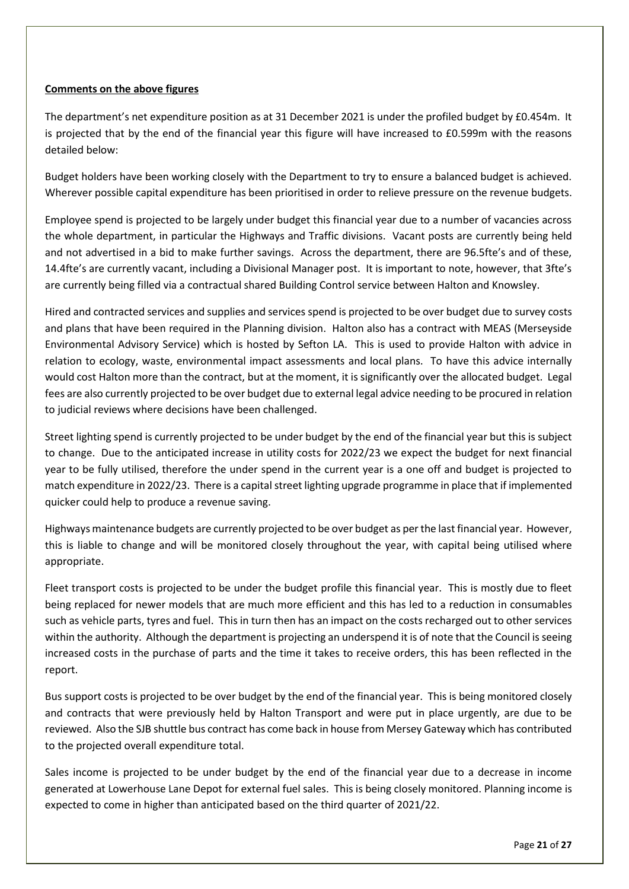**Comments on the above figures**

The department's net expenditure position as at 31 December 2021 is under the profiled budget by £0.454m. It is projected that by the end of the financial year this figure will have increased to £0.599m with the reasons detailed below:

Budget holders have been working closely with the Department to try to ensure a balanced budget is achieved. Wherever possible capital expenditure has been prioritised in order to relieve pressure on the revenue budgets.

Employee spend is projected to be largely under budget this financial year due to a number of vacancies across the whole department, in particular the Highways and Traffic divisions. Vacant posts are currently being held and not advertised in a bid to make further savings. Across the department, there are 96.5fte's and of these, 14.4fte's are currently vacant, including a Divisional Manager post. It is important to note, however, that 3fte's are currently being filled via a contractual shared Building Control service between Halton and Knowsley.

Hired and contracted services and supplies and services spend is projected to be over budget due to survey costs and plans that have been required in the Planning division. Halton also has a contract with MEAS (Merseyside Environmental Advisory Service) which is hosted by Sefton LA. This is used to provide Halton with advice in relation to ecology, waste, environmental impact assessments and local plans. To have this advice internally would cost Halton more than the contract, but at the moment, it is significantly over the allocated budget. Legal fees are also currently projected to be over budget due to external legal advice needing to be procured in relation to judicial reviews where decisions have been challenged.

Street lighting spend is currently projected to be under budget by the end of the financial year but this is subject to change. Due to the anticipated increase in utility costs for 2022/23 we expect the budget for next financial year to be fully utilised, therefore the under spend in the current year is a one off and budget is projected to match expenditure in 2022/23. There is a capital street lighting upgrade programme in place that if implemented quicker could help to produce a revenue saving.

Highways maintenance budgets are currently projected to be over budget as per the last financial year. However, this is liable to change and will be monitored closely throughout the year, with capital being utilised where appropriate.

Fleet transport costs is projected to be under the budget profile this financial year. This is mostly due to fleet being replaced for newer models that are much more efficient and this has led to a reduction in consumables such as vehicle parts, tyres and fuel. This in turn then has an impact on the costs recharged out to other services within the authority. Although the department is projecting an underspend it is of note that the Council is seeing increased costs in the purchase of parts and the time it takes to receive orders, this has been reflected in the report.

Bus support costs is projected to be over budget by the end of the financial year. This is being monitored closely and contracts that were previously held by Halton Transport and were put in place urgently, are due to be reviewed. Also the SJB shuttle bus contract has come back in house from Mersey Gateway which has contributed to the projected overall expenditure total.

Sales income is projected to be under budget by the end of the financial year due to a decrease in income generated at Lowerhouse Lane Depot for external fuel sales. This is being closely monitored. Planning income is expected to come in higher than anticipated based on the third quarter of 2021/22.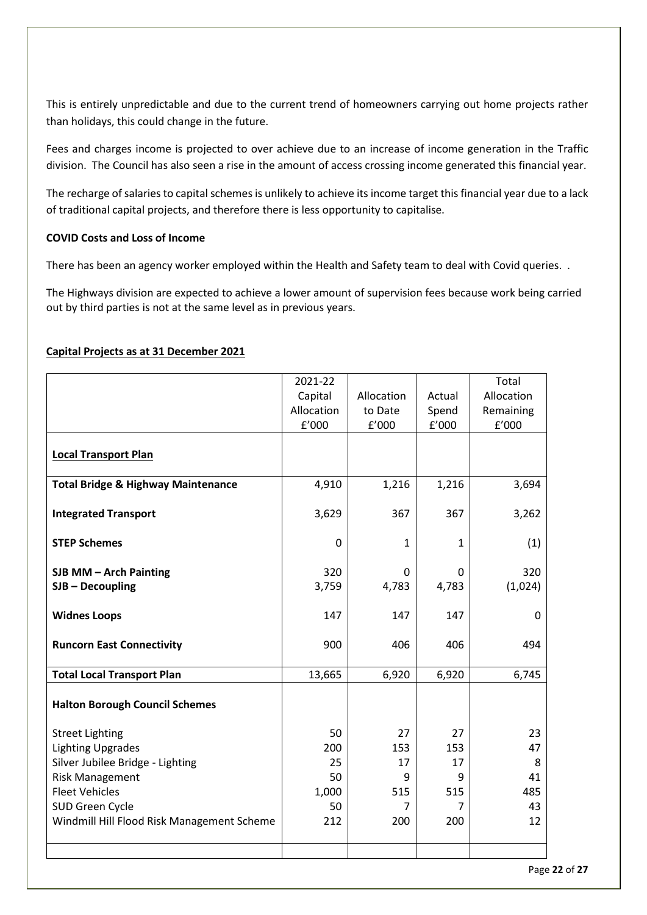This is entirely unpredictable and due to the current trend of homeowners carrying out home projects rather than holidays, this could change in the future.

Fees and charges income is projected to over achieve due to an increase of income generation in the Traffic division. The Council has also seen a rise in the amount of access crossing income generated this financial year.

The recharge of salaries to capital schemes is unlikely to achieve its income target this financial year due to a lack of traditional capital projects, and therefore there is less opportunity to capitalise.

**COVID Costs and Loss of Income**

There has been an agency worker employed within the Health and Safety team to deal with Covid queries. .

The Highways division are expected to achieve a lower amount of supervision fees because work being carried out by third parties is not at the same level as in previous years.

**Capital Projects as at 31 December 2021**

| | 2021-22 Capital Allocation £'000 | Allocation to Date £'000 | Actual Spend £'000 | Total Allocation Remaining £'000 |
|---|---|---|---|---|
| **Local Transport Plan** | | | | |
| **Total Bridge & Highway Maintenance** | 4,910 | 1,216 | 1,216 | 3,694 |
| **Integrated Transport** | 3,629 | 367 | 367 | 3,262 |
| **STEP Schemes** | 0 | 1 | 1 | (1) |
| **SJB MM – Arch Painting** | 320 | 0 | 0 | 320 |
| **SJB – Decoupling** | 3,759 | 4,783 | 4,783 | (1,024) |
| **Widnes Loops** | 147 | 147 | 147 | 0 |
| **Runcorn East Connectivity** | 900 | 406 | 406 | 494 |
| **Total Local Transport Plan** | 13,665 | 6,920 | 6,920 | 6,745 |
| **Halton Borough Council Schemes** | | | | |
| Street Lighting | 50 | 27 | 27 | 23 |
| Lighting Upgrades | 200 | 153 | 153 | 47 |
| Silver Jubilee Bridge - Lighting | 25 | 17 | 17 | 8 |
| Risk Management | 50 | 9 | 9 | 41 |
| Fleet Vehicles | 1,000 | 515 | 515 | 485 |
| SUD Green Cycle | 50 | 7 | 7 | 43 |
| Windmill Hill Flood Risk Management Scheme | 212 | 200 | 200 | 12 |
| | | | | |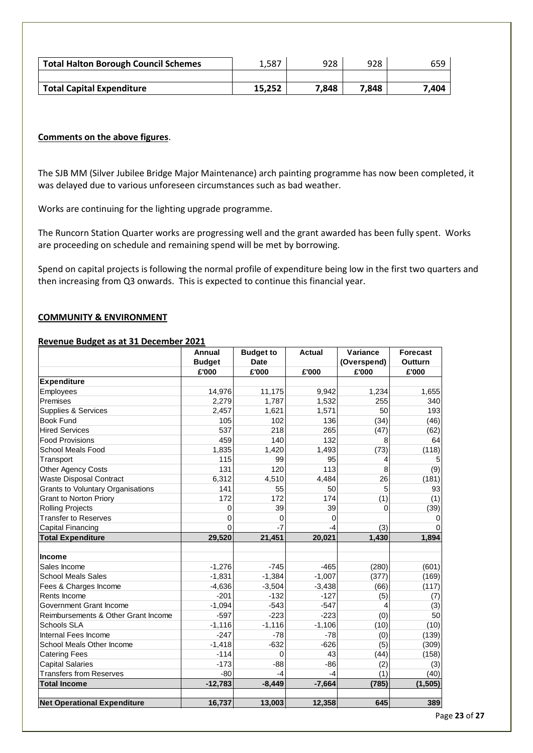| Total Halton Borough Council Schemes | 1,587 | 928 | 928 | 659 |
|---|---|---|---|---|
| | | | | |
| **Total Capital Expenditure** | **15,252** | **7,848** | **7,848** | **7,404** |

**Comments on the above figures**.

The SJB MM (Silver Jubilee Bridge Major Maintenance) arch painting programme has now been completed, it was delayed due to various unforeseen circumstances such as bad weather.

Works are continuing for the lighting upgrade programme.

The Runcorn Station Quarter works are progressing well and the grant awarded has been fully spent. Works are proceeding on schedule and remaining spend will be met by borrowing.

Spend on capital projects is following the normal profile of expenditure being low in the first two quarters and then increasing from Q3 onwards. This is expected to continue this financial year.

**COMMUNITY & ENVIRONMENT**

**Revenue Budget as at 31 December 2021**

| | Annual Budget £'000 | Budget to Date £'000 | Actual £'000 | Variance (Overspend) £'000 | Forecast Outturn £'000 |
|---|---|---|---|---|---|
| **Expenditure** | | | | | |
| Employees | 14,976 | 11,175 | 9,942 | 1,234 | 1,655 |
| Premises | 2,279 | 1,787 | 1,532 | 255 | 340 |
| Supplies & Services | 2,457 | 1,621 | 1,571 | 50 | 193 |
| Book Fund | 105 | 102 | 136 | (34) | (46) |
| Hired Services | 537 | 218 | 265 | (47) | (62) |
| Food Provisions | 459 | 140 | 132 | 8 | 64 |
| School Meals Food | 1,835 | 1,420 | 1,493 | (73) | (118) |
| Transport | 115 | 99 | 95 | 4 | 5 |
| Other Agency Costs | 131 | 120 | 113 | 8 | (9) |
| Waste Disposal Contract | 6,312 | 4,510 | 4,484 | 26 | (181) |
| Grants to Voluntary Organisations | 141 | 55 | 50 | 5 | 93 |
| Grant to Norton Priory | 172 | 172 | 174 | (1) | (1) |
| Rolling Projects | 0 | 39 | 39 | 0 | (39) |
| Transfer to Reserves | 0 | 0 | 0 | | 0 |
| Capital Financing | 0 | -7 | -4 | (3) | 0 |
| **Total Expenditure** | **29,520** | **21,451** | **20,021** | **1,430** | **1,894** |
| | | | | | |
| **Income** | | | | | |
| Sales Income | -1,276 | -745 | -465 | (280) | (601) |
| School Meals Sales | -1,831 | -1,384 | -1,007 | (377) | (169) |
| Fees & Charges Income | -4,636 | -3,504 | -3,438 | (66) | (117) |
| Rents Income | -201 | -132 | -127 | (5) | (7) |
| Government Grant Income | -1,094 | -543 | -547 | 4 | (3) |
| Reimbursements & Other Grant Income | -597 | -223 | -223 | (0) | 50 |
| Schools SLA | -1,116 | -1,116 | -1,106 | (10) | (10) |
| Internal Fees Income | -247 | -78 | -78 | (0) | (139) |
| School Meals Other Income | -1,418 | -632 | -626 | (5) | (309) |
| Catering Fees | -114 | 0 | 43 | (44) | (158) |
| Capital Salaries | -173 | -88 | -86 | (2) | (3) |
| Transfers from Reserves | -80 | -4 | -4 | (1) | (40) |
| **Total Income** | **-12,783** | **-8,449** | **-7,664** | **(785)** | **(1,505)** |
| | | | | | |
| **Net Operational Expenditure** | **16,737** | **13,003** | **12,358** | **645** | **389** |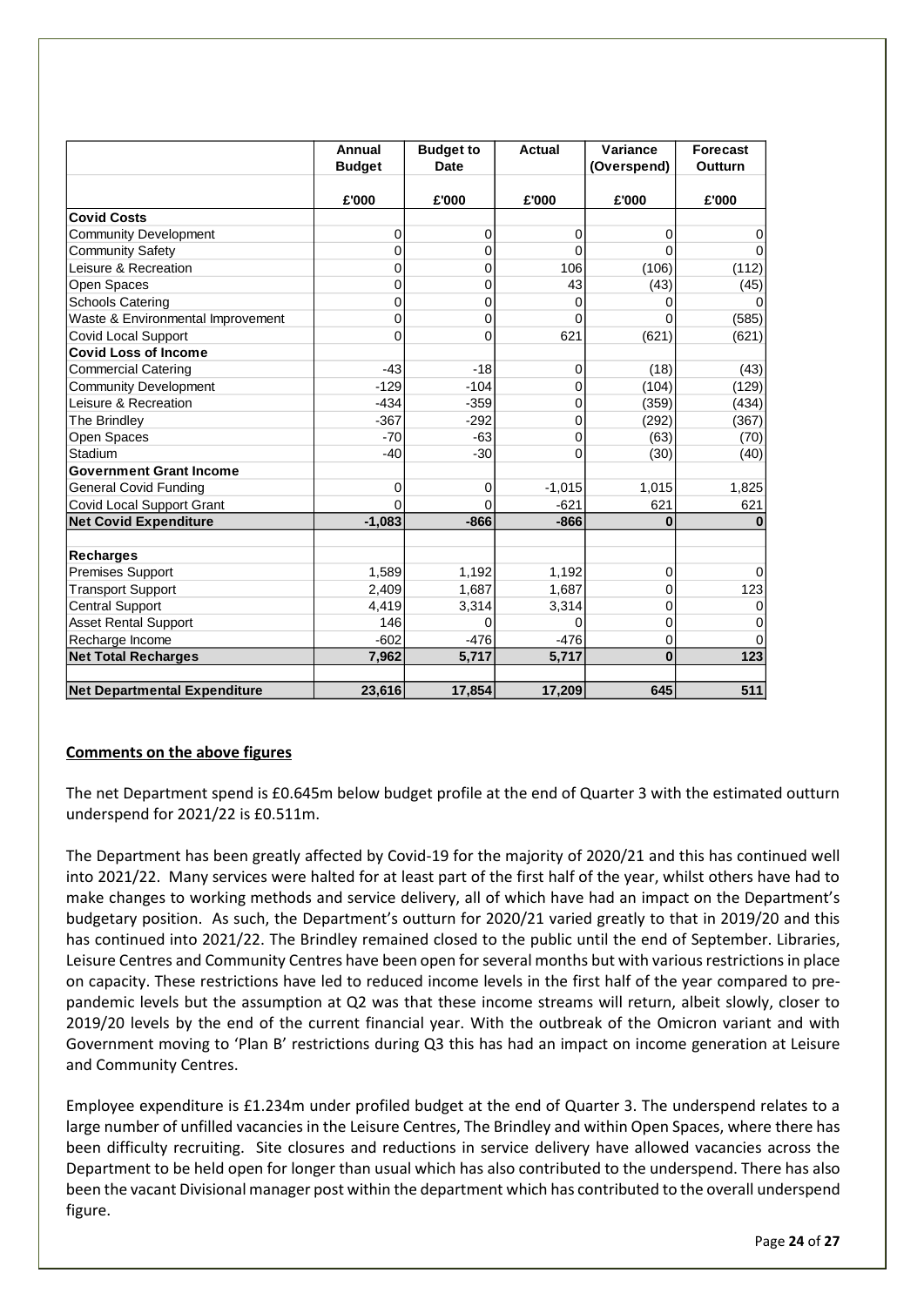| | Annual Budget | Budget to Date | Actual | Variance (Overspend) | Forecast Outturn |
|---|---|---|---|---|---|
| | £'000 | £'000 | £'000 | £'000 | £'000 |
| **Covid Costs** | | | | | |
| Community Development | 0 | 0 | 0 | 0 | 0 |
| Community Safety | 0 | 0 | 0 | 0 | 0 |
| Leisure & Recreation | 0 | 0 | 106 | (106) | (112) |
| Open Spaces | 0 | 0 | 43 | (43) | (45) |
| Schools Catering | 0 | 0 | 0 | 0 | 0 |
| Waste & Environmental Improvement | 0 | 0 | 0 | 0 | (585) |
| Covid Local Support | 0 | 0 | 621 | (621) | (621) |
| **Covid Loss of Income** | | | | | |
| Commercial Catering | -43 | -18 | 0 | (18) | (43) |
| Community Development | -129 | -104 | 0 | (104) | (129) |
| Leisure & Recreation | -434 | -359 | 0 | (359) | (434) |
| The Brindley | -367 | -292 | 0 | (292) | (367) |
| Open Spaces | -70 | -63 | 0 | (63) | (70) |
| Stadium | -40 | -30 | 0 | (30) | (40) |
| **Government Grant Income** | | | | | |
| General Covid Funding | 0 | 0 | -1,015 | 1,015 | 1,825 |
| Covid Local Support Grant | 0 | 0 | -621 | 621 | 621 |
| **Net Covid Expenditure** | **-1,083** | **-866** | **-866** | **0** | **0** |
| | | | | | |
| **Recharges** | | | | | |
| Premises Support | 1,589 | 1,192 | 1,192 | 0 | 0 |
| Transport Support | 2,409 | 1,687 | 1,687 | 0 | 123 |
| Central Support | 4,419 | 3,314 | 3,314 | 0 | 0 |
| Asset Rental Support | 146 | 0 | 0 | 0 | 0 |
| Recharge Income | -602 | -476 | -476 | 0 | 0 |
| **Net Total Recharges** | **7,962** | **5,717** | **5,717** | **0** | **123** |
| | | | | | |
| **Net Departmental Expenditure** | **23,616** | **17,854** | **17,209** | **645** | **511** |

**Comments on the above figures**

The net Department spend is £0.645m below budget profile at the end of Quarter 3 with the estimated outturn underspend for 2021/22 is £0.511m.

The Department has been greatly affected by Covid-19 for the majority of 2020/21 and this has continued well into 2021/22. Many services were halted for at least part of the first half of the year, whilst others have had to make changes to working methods and service delivery, all of which have had an impact on the Department's budgetary position. As such, the Department's outturn for 2020/21 varied greatly to that in 2019/20 and this has continued into 2021/22. The Brindley remained closed to the public until the end of September. Libraries, Leisure Centres and Community Centres have been open for several months but with various restrictions in place on capacity. These restrictions have led to reduced income levels in the first half of the year compared to pre-pandemic levels but the assumption at Q2 was that these income streams will return, albeit slowly, closer to 2019/20 levels by the end of the current financial year. With the outbreak of the Omicron variant and with Government moving to 'Plan B' restrictions during Q3 this has had an impact on income generation at Leisure and Community Centres.

Employee expenditure is £1.234m under profiled budget at the end of Quarter 3. The underspend relates to a large number of unfilled vacancies in the Leisure Centres, The Brindley and within Open Spaces, where there has been difficulty recruiting. Site closures and reductions in service delivery have allowed vacancies across the Department to be held open for longer than usual which has also contributed to the underspend. There has also been the vacant Divisional manager post within the department which has contributed to the overall underspend figure.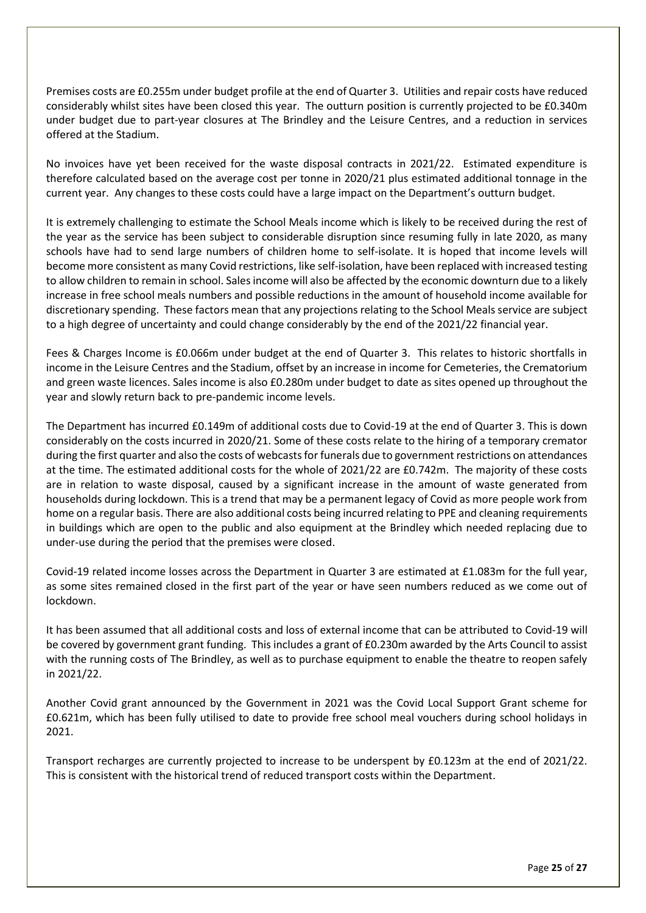Premises costs are £0.255m under budget profile at the end of Quarter 3. Utilities and repair costs have reduced considerably whilst sites have been closed this year. The outturn position is currently projected to be £0.340m under budget due to part-year closures at The Brindley and the Leisure Centres, and a reduction in services offered at the Stadium.

No invoices have yet been received for the waste disposal contracts in 2021/22. Estimated expenditure is therefore calculated based on the average cost per tonne in 2020/21 plus estimated additional tonnage in the current year. Any changes to these costs could have a large impact on the Department's outturn budget.

It is extremely challenging to estimate the School Meals income which is likely to be received during the rest of the year as the service has been subject to considerable disruption since resuming fully in late 2020, as many schools have had to send large numbers of children home to self-isolate. It is hoped that income levels will become more consistent as many Covid restrictions, like self-isolation, have been replaced with increased testing to allow children to remain in school. Sales income will also be affected by the economic downturn due to a likely increase in free school meals numbers and possible reductions in the amount of household income available for discretionary spending. These factors mean that any projections relating to the School Meals service are subject to a high degree of uncertainty and could change considerably by the end of the 2021/22 financial year.

Fees & Charges Income is £0.066m under budget at the end of Quarter 3. This relates to historic shortfalls in income in the Leisure Centres and the Stadium, offset by an increase in income for Cemeteries, the Crematorium and green waste licences. Sales income is also £0.280m under budget to date as sites opened up throughout the year and slowly return back to pre-pandemic income levels.

The Department has incurred £0.149m of additional costs due to Covid-19 at the end of Quarter 3. This is down considerably on the costs incurred in 2020/21. Some of these costs relate to the hiring of a temporary cremator during the first quarter and also the costs of webcasts for funerals due to government restrictions on attendances at the time. The estimated additional costs for the whole of 2021/22 are £0.742m. The majority of these costs are in relation to waste disposal, caused by a significant increase in the amount of waste generated from households during lockdown. This is a trend that may be a permanent legacy of Covid as more people work from home on a regular basis. There are also additional costs being incurred relating to PPE and cleaning requirements in buildings which are open to the public and also equipment at the Brindley which needed replacing due to under-use during the period that the premises were closed.

Covid-19 related income losses across the Department in Quarter 3 are estimated at £1.083m for the full year, as some sites remained closed in the first part of the year or have seen numbers reduced as we come out of lockdown.

It has been assumed that all additional costs and loss of external income that can be attributed to Covid-19 will be covered by government grant funding. This includes a grant of £0.230m awarded by the Arts Council to assist with the running costs of The Brindley, as well as to purchase equipment to enable the theatre to reopen safely in 2021/22.

Another Covid grant announced by the Government in 2021 was the Covid Local Support Grant scheme for £0.621m, which has been fully utilised to date to provide free school meal vouchers during school holidays in 2021.

Transport recharges are currently projected to increase to be underspent by £0.123m at the end of 2021/22. This is consistent with the historical trend of reduced transport costs within the Department.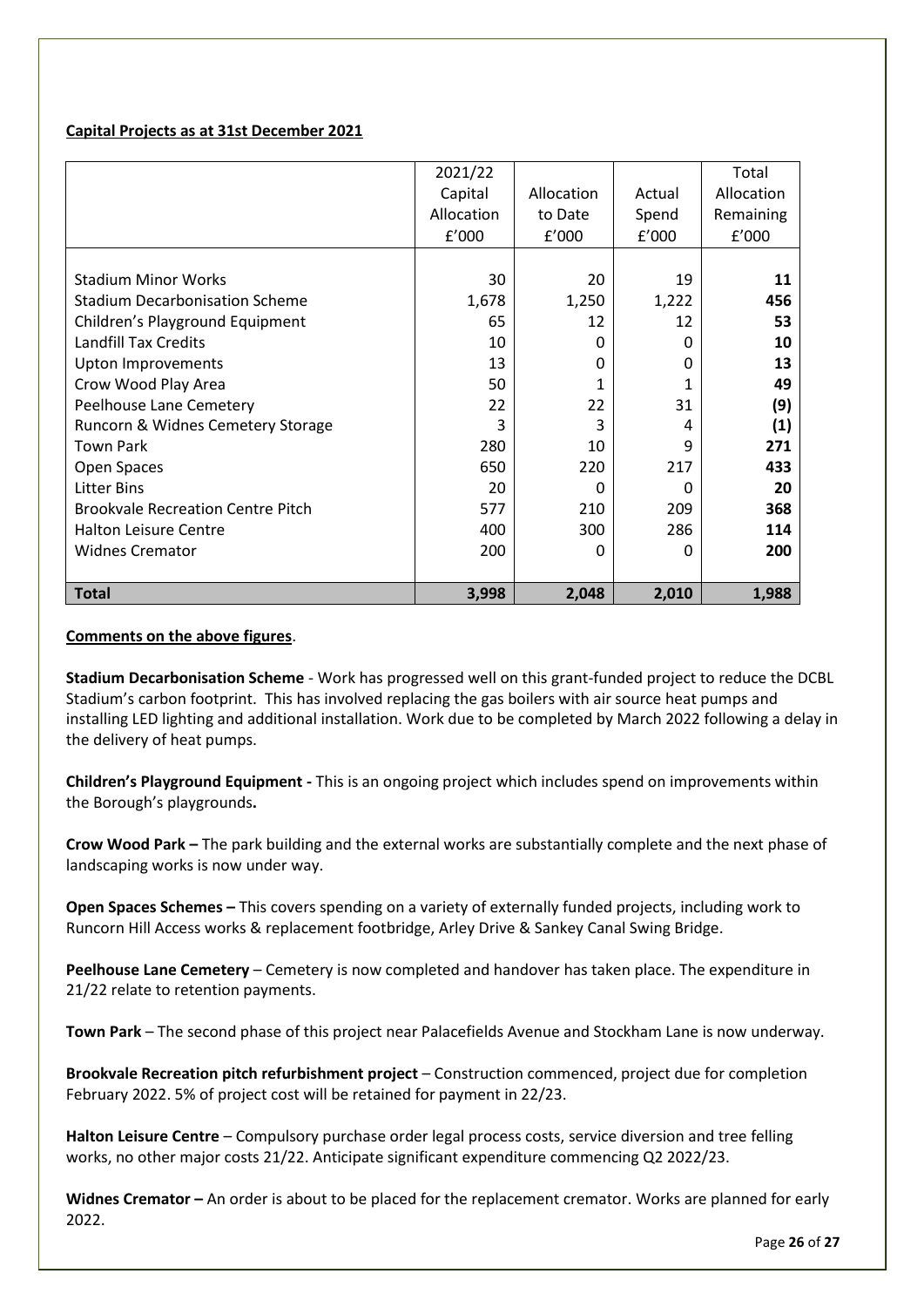**Capital Projects as at 31st December 2021**

| | 2021/22 Capital Allocation £'000 | Allocation to Date £'000 | Actual Spend £'000 | Total Allocation Remaining £'000 |
|---|---|---|---|---|
| Stadium Minor Works | 30 | 20 | 19 | **11** |
| Stadium Decarbonisation Scheme | 1,678 | 1,250 | 1,222 | **456** |
| Children's Playground Equipment | 65 | 12 | 12 | **53** |
| Landfill Tax Credits | 10 | 0 | 0 | **10** |
| Upton Improvements | 13 | 0 | 0 | **13** |
| Crow Wood Play Area | 50 | 1 | 1 | **49** |
| Peelhouse Lane Cemetery | 22 | 22 | 31 | **(9)** |
| Runcorn & Widnes Cemetery Storage | 3 | 3 | 4 | **(1)** |
| Town Park | 280 | 10 | 9 | **271** |
| Open Spaces | 650 | 220 | 217 | **433** |
| Litter Bins | 20 | 0 | 0 | **20** |
| Brookvale Recreation Centre Pitch | 577 | 210 | 209 | **368** |
| Halton Leisure Centre | 400 | 300 | 286 | **114** |
| Widnes Cremator | 200 | 0 | 0 | **200** |
| **Total** | **3,998** | **2,048** | **2,010** | **1,988** |

**Comments on the above figures**.

**Stadium Decarbonisation Scheme** - Work has progressed well on this grant-funded project to reduce the DCBL Stadium's carbon footprint. This has involved replacing the gas boilers with air source heat pumps and installing LED lighting and additional installation. Work due to be completed by March 2022 following a delay in the delivery of heat pumps.

**Children's Playground Equipment -** This is an ongoing project which includes spend on improvements within the Borough's playgrounds**.**

**Crow Wood Park –** The park building and the external works are substantially complete and the next phase of landscaping works is now under way.

**Open Spaces Schemes –** This covers spending on a variety of externally funded projects, including work to Runcorn Hill Access works & replacement footbridge, Arley Drive & Sankey Canal Swing Bridge.

**Peelhouse Lane Cemetery** – Cemetery is now completed and handover has taken place. The expenditure in 21/22 relate to retention payments.

**Town Park** – The second phase of this project near Palacefields Avenue and Stockham Lane is now underway.

**Brookvale Recreation pitch refurbishment project** – Construction commenced, project due for completion February 2022. 5% of project cost will be retained for payment in 22/23.

**Halton Leisure Centre** – Compulsory purchase order legal process costs, service diversion and tree felling works, no other major costs 21/22. Anticipate significant expenditure commencing Q2 2022/23.

**Widnes Cremator –** An order is about to be placed for the replacement cremator. Works are planned for early 2022.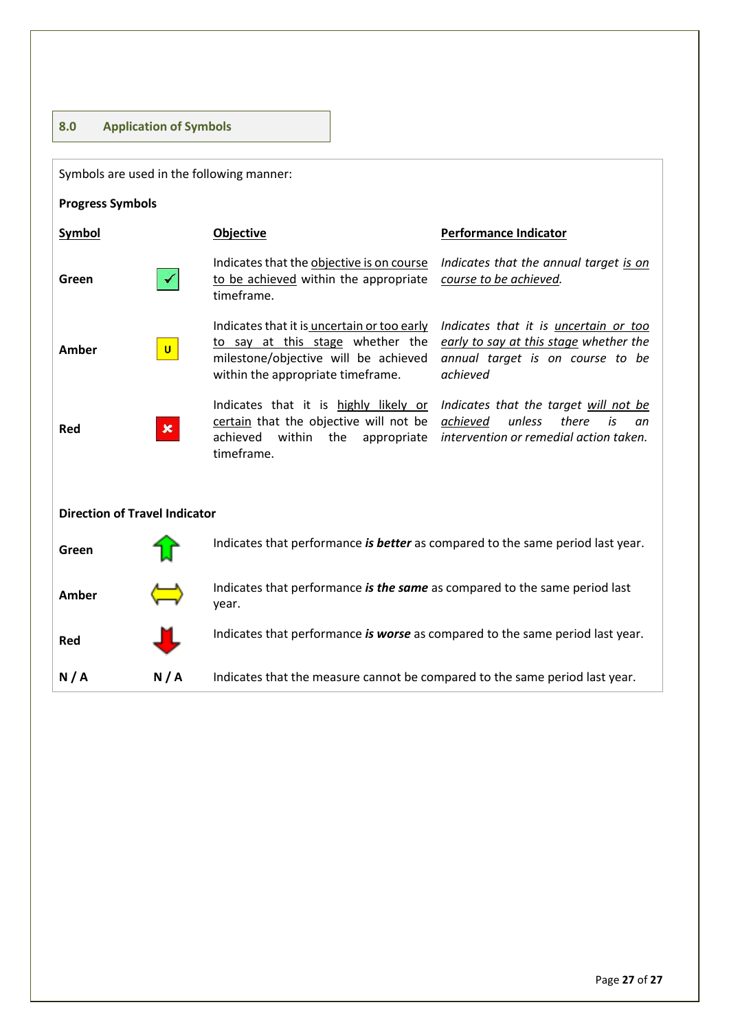## 8.0 Application of Symbols

Symbols are used in the following manner:

**Progress Symbols**

| Symbol | | Objective | Performance Indicator |
|---|---|---|---|
| **Green** | ✓ | Indicates that the objective is on course to be achieved within the appropriate timeframe. | *Indicates that the annual target is on course to be achieved.* |
| **Amber** | U | Indicates that it is uncertain or too early to say at this stage whether the milestone/objective will be achieved within the appropriate timeframe. | *Indicates that it is uncertain or too early to say at this stage whether the annual target is on course to be achieved* |
| **Red** | ✗ | Indicates that it is highly likely or certain that the objective will not be achieved within the appropriate timeframe. | *Indicates that the target will not be achieved unless there is an intervention or remedial action taken.* |

**Direction of Travel Indicator**

| | | |
|---|---|---|
| **Green** | ⇧ | Indicates that performance ***is better*** as compared to the same period last year. |
| **Amber** | ⇔ | Indicates that performance ***is the same*** as compared to the same period last year. |
| **Red** | ⇩ | Indicates that performance ***is worse*** as compared to the same period last year. |
| **N / A** | **N / A** | Indicates that the measure cannot be compared to the same period last year. |